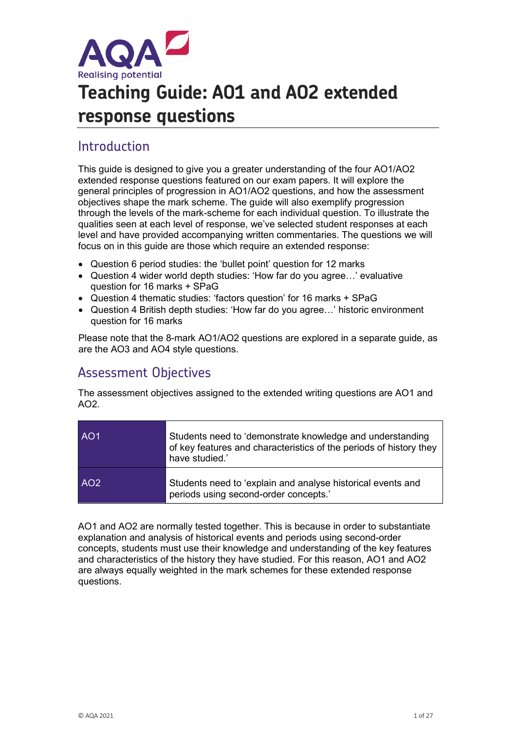# Teaching Guide: AO1 and AO2 extended response questions

## Introduction

This guide is designed to give you a greater understanding of the four AO1/AO2 extended response questions featured on our exam papers. It will explore the general principles of progression in AO1/AO2 questions, and how the assessment objectives shape the mark scheme. The guide will also exemplify progression through the levels of the mark-scheme for each individual question. To illustrate the qualities seen at each level of response, we've selected student responses at each level and have provided accompanying written commentaries. The questions we will focus on in this guide are those which require an extended response:

- Question 6 period studies: the 'bullet point' question for 12 marks
- Question 4 wider world depth studies: 'How far do you agree…' evaluative question for 16 marks + SPaG
- Question 4 thematic studies: 'factors question' for 16 marks + SPaG
- Question 4 British depth studies: 'How far do you agree…' historic environment question for 16 marks

Please note that the 8-mark AO1/AO2 questions are explored in a separate guide, as are the AO3 and AO4 style questions.

## Assessment Objectives

The assessment objectives assigned to the extended writing questions are AO1 and AO2.

| | |
|---|---|
| AO1 | Students need to 'demonstrate knowledge and understanding of key features and characteristics of the periods of history they have studied.' |
| AO2 | Students need to 'explain and analyse historical events and periods using second-order concepts.' |

AO1 and AO2 are normally tested together. This is because in order to substantiate explanation and analysis of historical events and periods using second-order concepts, students must use their knowledge and understanding of the key features and characteristics of the history they have studied. For this reason, AO1 and AO2 are always equally weighted in the mark schemes for these extended response questions.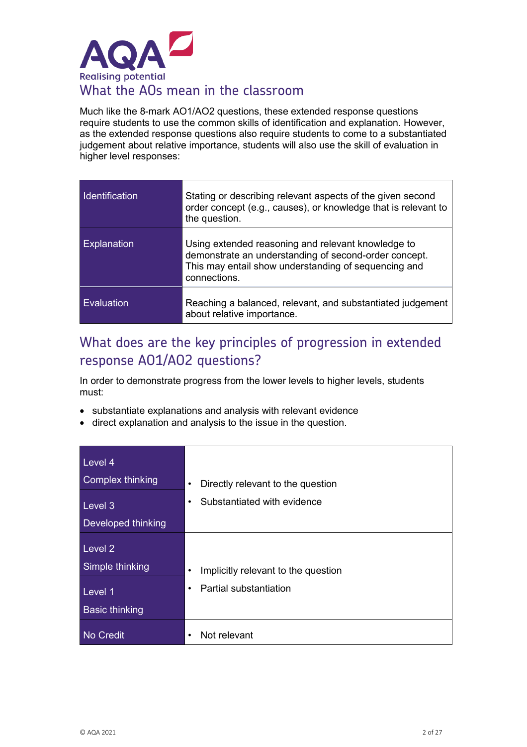## What the AOs mean in the classroom

Much like the 8-mark AO1/AO2 questions, these extended response questions require students to use the common skills of identification and explanation. However, as the extended response questions also require students to come to a substantiated judgement about relative importance, students will also use the skill of evaluation in higher level responses:

| | |
|---|---|
| Identification | Stating or describing relevant aspects of the given second order concept (e.g., causes), or knowledge that is relevant to the question. |
| Explanation | Using extended reasoning and relevant knowledge to demonstrate an understanding of second-order concept. This may entail show understanding of sequencing and connections. |
| Evaluation | Reaching a balanced, relevant, and substantiated judgement about relative importance. |

## What does are the key principles of progression in extended response AO1/AO2 questions?

In order to demonstrate progress from the lower levels to higher levels, students must:

- substantiate explanations and analysis with relevant evidence
- direct explanation and analysis to the issue in the question.

| | |
|---|---|
| Level 4<br>Complex thinking<br><br>Level 3<br>Developed thinking | • Directly relevant to the question<br>• Substantiated with evidence |
| Level 2<br>Simple thinking<br><br>Level 1<br>Basic thinking | • Implicitly relevant to the question<br>• Partial substantiation |
| No Credit | • Not relevant |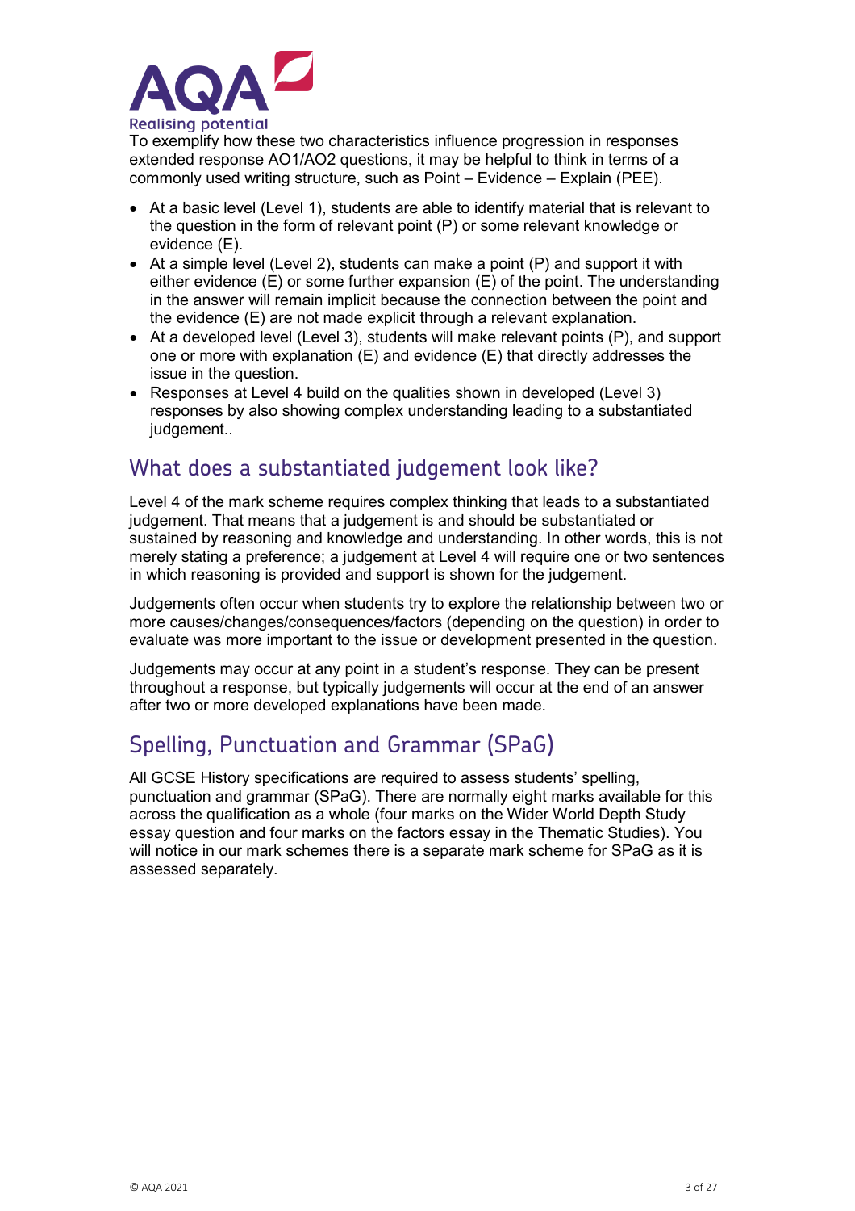To exemplify how these two characteristics influence progression in responses extended response AO1/AO2 questions, it may be helpful to think in terms of a commonly used writing structure, such as Point – Evidence – Explain (PEE).

- At a basic level (Level 1), students are able to identify material that is relevant to the question in the form of relevant point (P) or some relevant knowledge or evidence (E).
- At a simple level (Level 2), students can make a point (P) and support it with either evidence (E) or some further expansion (E) of the point. The understanding in the answer will remain implicit because the connection between the point and the evidence (E) are not made explicit through a relevant explanation.
- At a developed level (Level 3), students will make relevant points (P), and support one or more with explanation (E) and evidence (E) that directly addresses the issue in the question.
- Responses at Level 4 build on the qualities shown in developed (Level 3) responses by also showing complex understanding leading to a substantiated judgement..

## What does a substantiated judgement look like?

Level 4 of the mark scheme requires complex thinking that leads to a substantiated judgement. That means that a judgement is and should be substantiated or sustained by reasoning and knowledge and understanding. In other words, this is not merely stating a preference; a judgement at Level 4 will require one or two sentences in which reasoning is provided and support is shown for the judgement.

Judgements often occur when students try to explore the relationship between two or more causes/changes/consequences/factors (depending on the question) in order to evaluate was more important to the issue or development presented in the question.

Judgements may occur at any point in a student's response. They can be present throughout a response, but typically judgements will occur at the end of an answer after two or more developed explanations have been made.

## Spelling, Punctuation and Grammar (SPaG)

All GCSE History specifications are required to assess students' spelling, punctuation and grammar (SPaG). There are normally eight marks available for this across the qualification as a whole (four marks on the Wider World Depth Study essay question and four marks on the factors essay in the Thematic Studies). You will notice in our mark schemes there is a separate mark scheme for SPaG as it is assessed separately.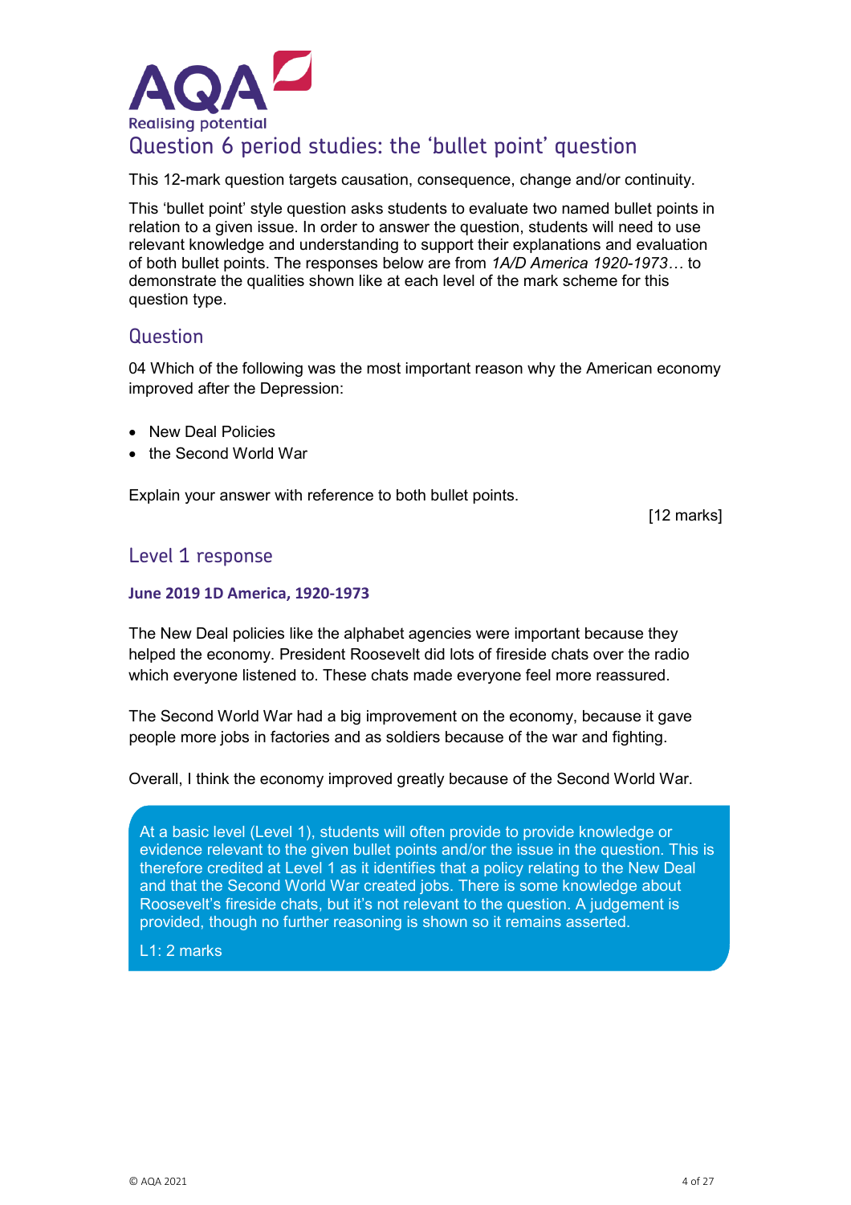# Question 6 period studies: the ‘bullet point’ question

This 12-mark question targets causation, consequence, change and/or continuity.

This ‘bullet point’ style question asks students to evaluate two named bullet points in relation to a given issue. In order to answer the question, students will need to use relevant knowledge and understanding to support their explanations and evaluation of both bullet points. The responses below are from *1A/D America 1920-1973…* to demonstrate the qualities shown like at each level of the mark scheme for this question type.

## Question

04 Which of the following was the most important reason why the American economy improved after the Depression:

- New Deal Policies
- the Second World War

Explain your answer with reference to both bullet points.

[12 marks]

## Level 1 response

**June 2019 1D America, 1920-1973**

The New Deal policies like the alphabet agencies were important because they helped the economy. President Roosevelt did lots of fireside chats over the radio which everyone listened to. These chats made everyone feel more reassured.

The Second World War had a big improvement on the economy, because it gave people more jobs in factories and as soldiers because of the war and fighting.

Overall, I think the economy improved greatly because of the Second World War.

At a basic level (Level 1), students will often provide to provide knowledge or evidence relevant to the given bullet points and/or the issue in the question. This is therefore credited at Level 1 as it identifies that a policy relating to the New Deal and that the Second World War created jobs. There is some knowledge about Roosevelt’s fireside chats, but it’s not relevant to the question. A judgement is provided, though no further reasoning is shown so it remains asserted.

L1: 2 marks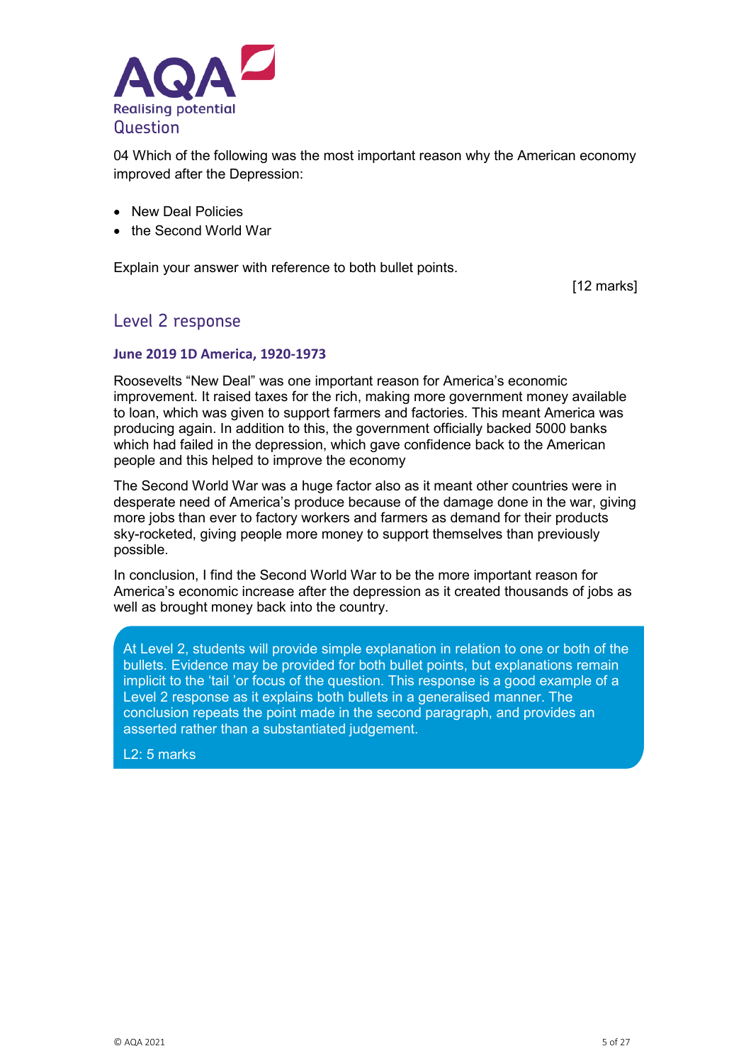AQA Realising potential

## Question

04 Which of the following was the most important reason why the American economy improved after the Depression:

- New Deal Policies
- the Second World War

Explain your answer with reference to both bullet points.

[12 marks]

## Level 2 response

### June 2019 1D America, 1920-1973

Roosevelts "New Deal" was one important reason for America's economic improvement. It raised taxes for the rich, making more government money available to loan, which was given to support farmers and factories. This meant America was producing again. In addition to this, the government officially backed 5000 banks which had failed in the depression, which gave confidence back to the American people and this helped to improve the economy

The Second World War was a huge factor also as it meant other countries were in desperate need of America's produce because of the damage done in the war, giving more jobs than ever to factory workers and farmers as demand for their products sky-rocketed, giving people more money to support themselves than previously possible.

In conclusion, I find the Second World War to be the more important reason for America's economic increase after the depression as it created thousands of jobs as well as brought money back into the country.

At Level 2, students will provide simple explanation in relation to one or both of the bullets. Evidence may be provided for both bullet points, but explanations remain implicit to the 'tail 'or focus of the question. This response is a good example of a Level 2 response as it explains both bullets in a generalised manner. The conclusion repeats the point made in the second paragraph, and provides an asserted rather than a substantiated judgement.

L2: 5 marks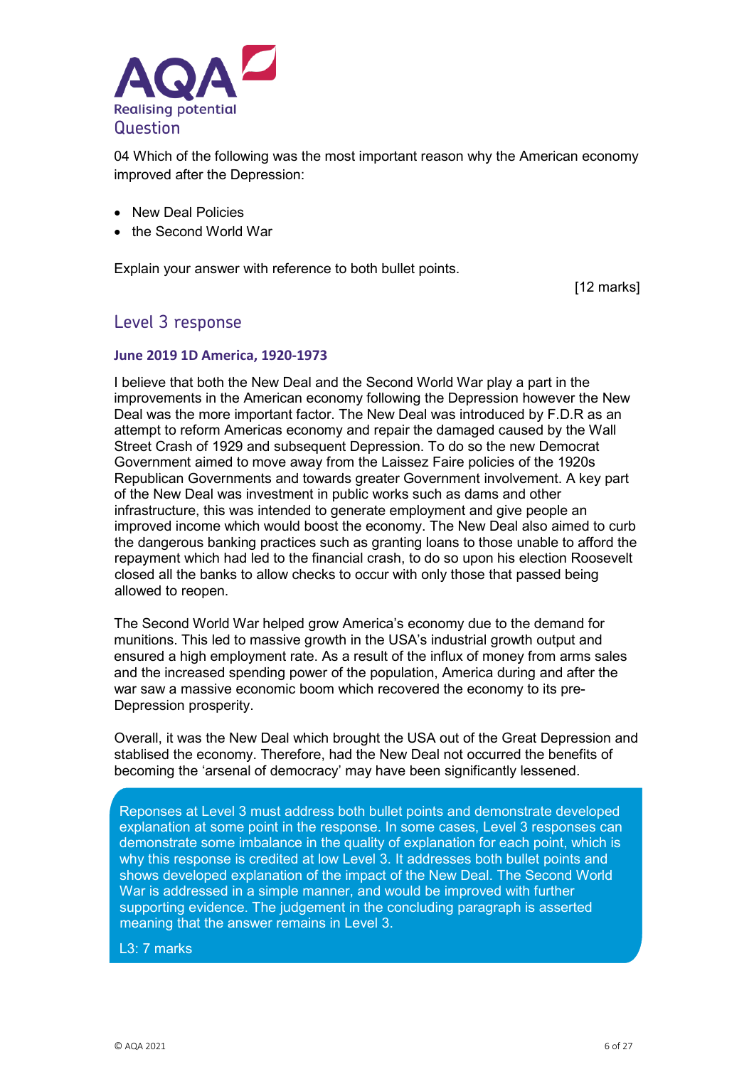## Question

04 Which of the following was the most important reason why the American economy improved after the Depression:

- New Deal Policies
- the Second World War

Explain your answer with reference to both bullet points.

[12 marks]

## Level 3 response

### June 2019 1D America, 1920-1973

I believe that both the New Deal and the Second World War play a part in the improvements in the American economy following the Depression however the New Deal was the more important factor. The New Deal was introduced by F.D.R as an attempt to reform Americas economy and repair the damaged caused by the Wall Street Crash of 1929 and subsequent Depression. To do so the new Democrat Government aimed to move away from the Laissez Faire policies of the 1920s Republican Governments and towards greater Government involvement. A key part of the New Deal was investment in public works such as dams and other infrastructure, this was intended to generate employment and give people an improved income which would boost the economy. The New Deal also aimed to curb the dangerous banking practices such as granting loans to those unable to afford the repayment which had led to the financial crash, to do so upon his election Roosevelt closed all the banks to allow checks to occur with only those that passed being allowed to reopen.

The Second World War helped grow America's economy due to the demand for munitions. This led to massive growth in the USA's industrial growth output and ensured a high employment rate. As a result of the influx of money from arms sales and the increased spending power of the population, America during and after the war saw a massive economic boom which recovered the economy to its pre-Depression prosperity.

Overall, it was the New Deal which brought the USA out of the Great Depression and stablised the economy. Therefore, had the New Deal not occurred the benefits of becoming the 'arsenal of democracy' may have been significantly lessened.

Reponses at Level 3 must address both bullet points and demonstrate developed explanation at some point in the response. In some cases, Level 3 responses can demonstrate some imbalance in the quality of explanation for each point, which is why this response is credited at low Level 3. It addresses both bullet points and shows developed explanation of the impact of the New Deal. The Second World War is addressed in a simple manner, and would be improved with further supporting evidence. The judgement in the concluding paragraph is asserted meaning that the answer remains in Level 3.

L3: 7 marks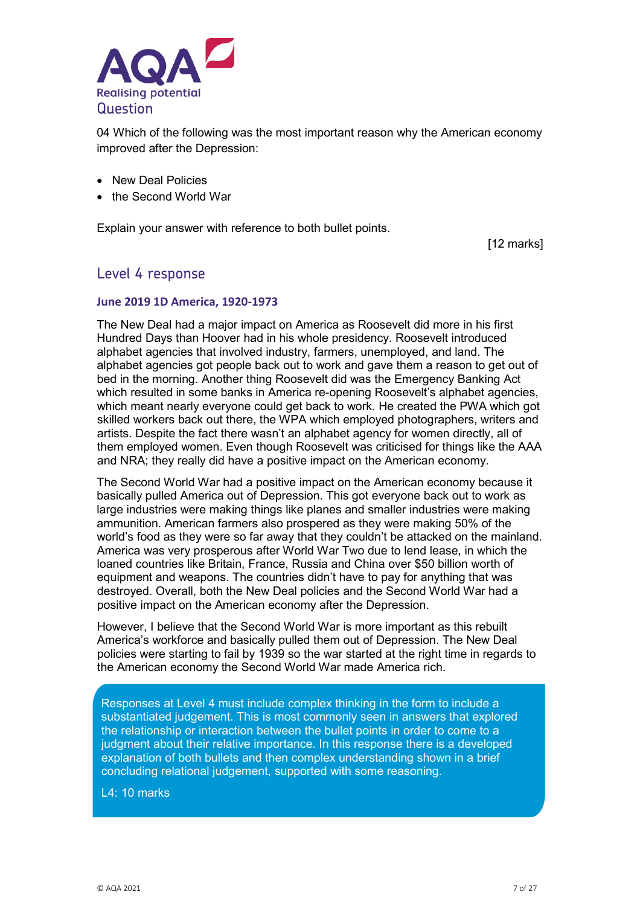## Question

04 Which of the following was the most important reason why the American economy improved after the Depression:

- New Deal Policies
- the Second World War

Explain your answer with reference to both bullet points.

[12 marks]

## Level 4 response

### June 2019 1D America, 1920-1973

The New Deal had a major impact on America as Roosevelt did more in his first Hundred Days than Hoover had in his whole presidency. Roosevelt introduced alphabet agencies that involved industry, farmers, unemployed, and land. The alphabet agencies got people back out to work and gave them a reason to get out of bed in the morning. Another thing Roosevelt did was the Emergency Banking Act which resulted in some banks in America re-opening Roosevelt's alphabet agencies, which meant nearly everyone could get back to work. He created the PWA which got skilled workers back out there, the WPA which employed photographers, writers and artists. Despite the fact there wasn't an alphabet agency for women directly, all of them employed women. Even though Roosevelt was criticised for things like the AAA and NRA; they really did have a positive impact on the American economy.

The Second World War had a positive impact on the American economy because it basically pulled America out of Depression. This got everyone back out to work as large industries were making things like planes and smaller industries were making ammunition. American farmers also prospered as they were making 50% of the world's food as they were so far away that they couldn't be attacked on the mainland. America was very prosperous after World War Two due to lend lease, in which the loaned countries like Britain, France, Russia and China over $50 billion worth of equipment and weapons. The countries didn't have to pay for anything that was destroyed. Overall, both the New Deal policies and the Second World War had a positive impact on the American economy after the Depression.

However, I believe that the Second World War is more important as this rebuilt America's workforce and basically pulled them out of Depression. The New Deal policies were starting to fail by 1939 so the war started at the right time in regards to the American economy the Second World War made America rich.

> Responses at Level 4 must include complex thinking in the form to include a substantiated judgement. This is most commonly seen in answers that explored the relationship or interaction between the bullet points in order to come to a judgment about their relative importance. In this response there is a developed explanation of both bullets and then complex understanding shown in a brief concluding relational judgement, supported with some reasoning.
>
> L4: 10 marks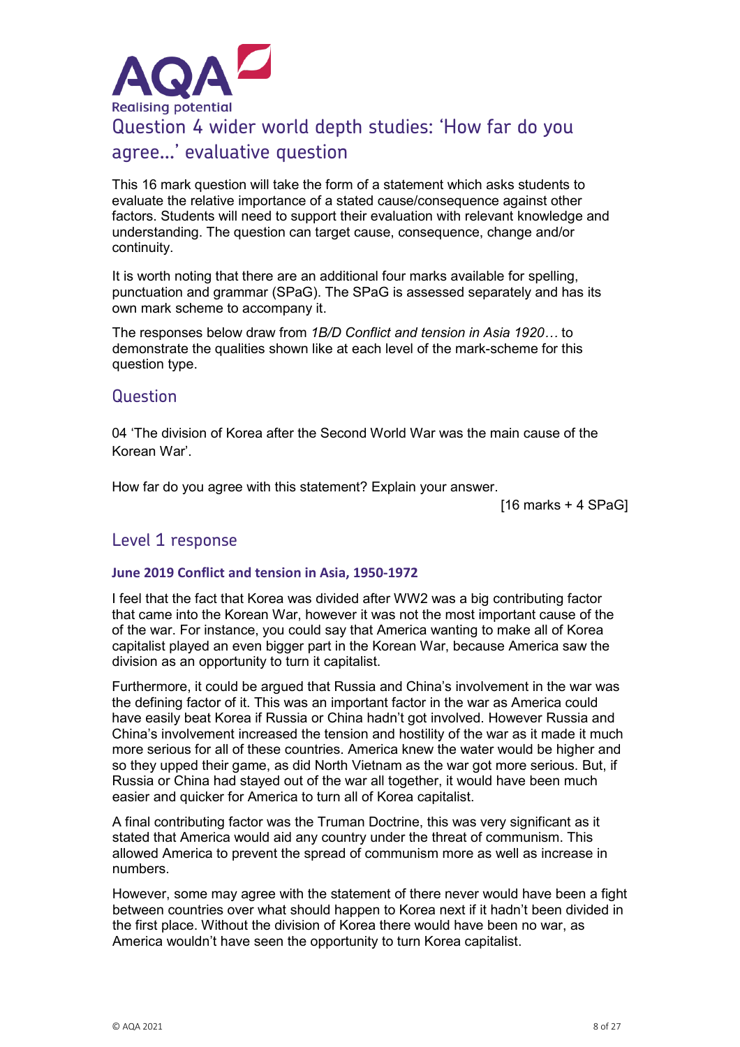# Question 4 wider world depth studies: 'How far do you agree…' evaluative question

This 16 mark question will take the form of a statement which asks students to evaluate the relative importance of a stated cause/consequence against other factors. Students will need to support their evaluation with relevant knowledge and understanding. The question can target cause, consequence, change and/or continuity.

It is worth noting that there are an additional four marks available for spelling, punctuation and grammar (SPaG). The SPaG is assessed separately and has its own mark scheme to accompany it.

The responses below draw from *1B/D Conflict and tension in Asia 1920…* to demonstrate the qualities shown like at each level of the mark-scheme for this question type.

## Question

04 'The division of Korea after the Second World War was the main cause of the Korean War'.

How far do you agree with this statement? Explain your answer.

[16 marks + 4 SPaG]

## Level 1 response

### June 2019 Conflict and tension in Asia, 1950-1972

I feel that the fact that Korea was divided after WW2 was a big contributing factor that came into the Korean War, however it was not the most important cause of the of the war. For instance, you could say that America wanting to make all of Korea capitalist played an even bigger part in the Korean War, because America saw the division as an opportunity to turn it capitalist.

Furthermore, it could be argued that Russia and China's involvement in the war was the defining factor of it. This was an important factor in the war as America could have easily beat Korea if Russia or China hadn't got involved. However Russia and China's involvement increased the tension and hostility of the war as it made it much more serious for all of these countries. America knew the water would be higher and so they upped their game, as did North Vietnam as the war got more serious. But, if Russia or China had stayed out of the war all together, it would have been much easier and quicker for America to turn all of Korea capitalist.

A final contributing factor was the Truman Doctrine, this was very significant as it stated that America would aid any country under the threat of communism. This allowed America to prevent the spread of communism more as well as increase in numbers.

However, some may agree with the statement of there never would have been a fight between countries over what should happen to Korea next if it hadn't been divided in the first place. Without the division of Korea there would have been no war, as America wouldn't have seen the opportunity to turn Korea capitalist.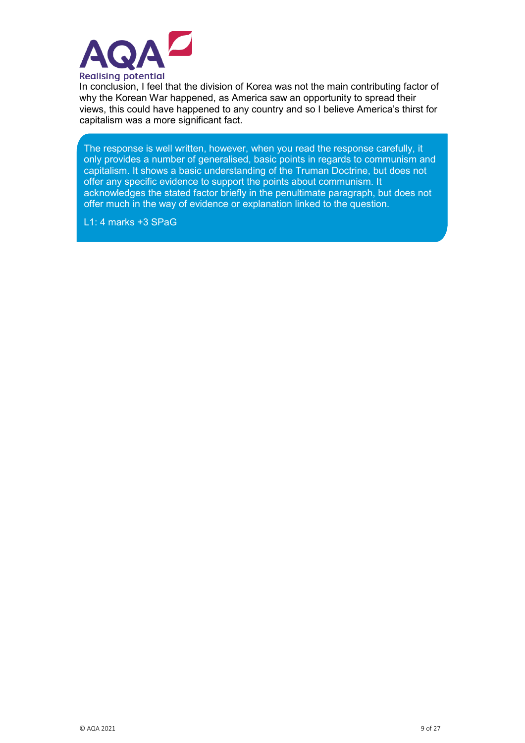In conclusion, I feel that the division of Korea was not the main contributing factor of why the Korean War happened, as America saw an opportunity to spread their views, this could have happened to any country and so I believe America's thirst for capitalism was a more significant fact.

> The response is well written, however, when you read the response carefully, it only provides a number of generalised, basic points in regards to communism and capitalism. It shows a basic understanding of the Truman Doctrine, but does not offer any specific evidence to support the points about communism. It acknowledges the stated factor briefly in the penultimate paragraph, but does not offer much in the way of evidence or explanation linked to the question.
>
> L1: 4 marks +3 SPaG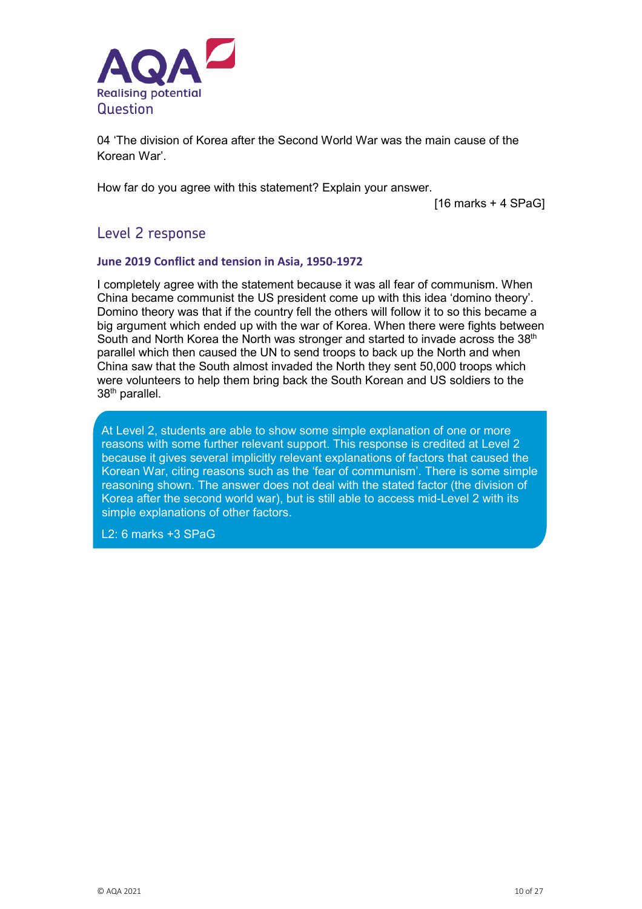AQA Realising potential

# Question

04 'The division of Korea after the Second World War was the main cause of the Korean War'.

How far do you agree with this statement? Explain your answer.

[16 marks + 4 SPaG]

## Level 2 response

### June 2019 Conflict and tension in Asia, 1950-1972

I completely agree with the statement because it was all fear of communism. When China became communist the US president come up with this idea 'domino theory'. Domino theory was that if the country fell the others will follow it to so this became a big argument which ended up with the war of Korea. When there were fights between South and North Korea the North was stronger and started to invade across the 38th parallel which then caused the UN to send troops to back up the North and when China saw that the South almost invaded the North they sent 50,000 troops which were volunteers to help them bring back the South Korean and US soldiers to the 38th parallel.

At Level 2, students are able to show some simple explanation of one or more reasons with some further relevant support. This response is credited at Level 2 because it gives several implicitly relevant explanations of factors that caused the Korean War, citing reasons such as the 'fear of communism'. There is some simple reasoning shown. The answer does not deal with the stated factor (the division of Korea after the second world war), but is still able to access mid-Level 2 with its simple explanations of other factors.

L2: 6 marks +3 SPaG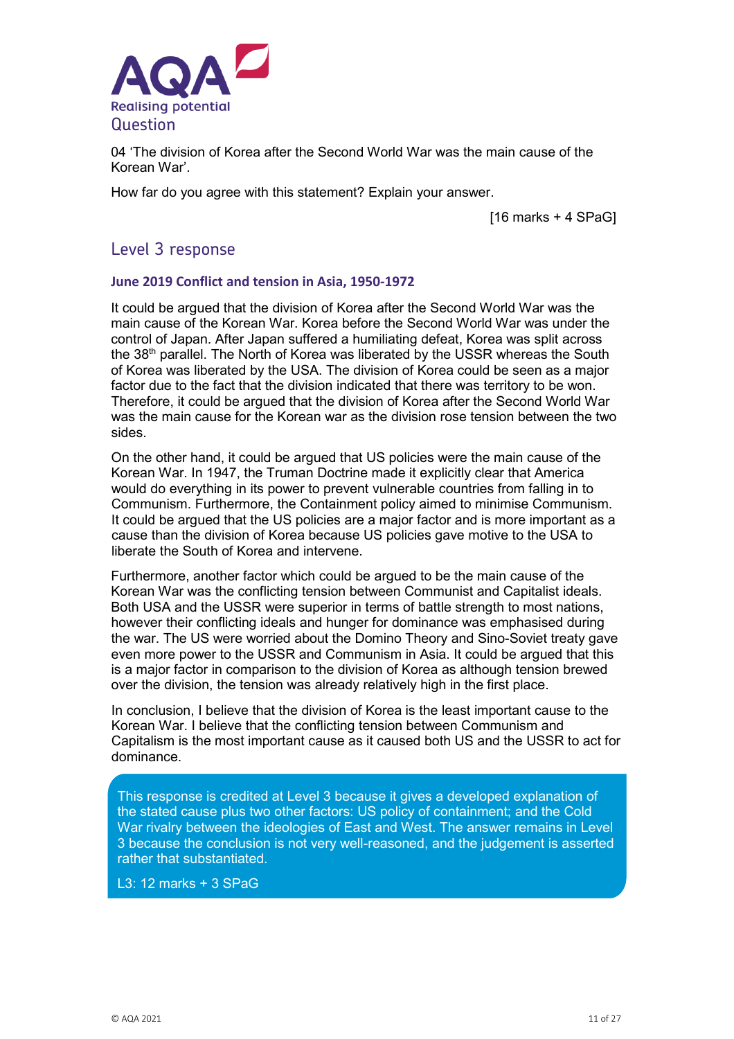## Question

04 'The division of Korea after the Second World War was the main cause of the Korean War'.

How far do you agree with this statement? Explain your answer.

[16 marks + 4 SPaG]

## Level 3 response

### June 2019 Conflict and tension in Asia, 1950-1972

It could be argued that the division of Korea after the Second World War was the main cause of the Korean War. Korea before the Second World War was under the control of Japan. After Japan suffered a humiliating defeat, Korea was split across the 38th parallel. The North of Korea was liberated by the USSR whereas the South of Korea was liberated by the USA. The division of Korea could be seen as a major factor due to the fact that the division indicated that there was territory to be won. Therefore, it could be argued that the division of Korea after the Second World War was the main cause for the Korean war as the division rose tension between the two sides.

On the other hand, it could be argued that US policies were the main cause of the Korean War. In 1947, the Truman Doctrine made it explicitly clear that America would do everything in its power to prevent vulnerable countries from falling in to Communism. Furthermore, the Containment policy aimed to minimise Communism. It could be argued that the US policies are a major factor and is more important as a cause than the division of Korea because US policies gave motive to the USA to liberate the South of Korea and intervene.

Furthermore, another factor which could be argued to be the main cause of the Korean War was the conflicting tension between Communist and Capitalist ideals. Both USA and the USSR were superior in terms of battle strength to most nations, however their conflicting ideals and hunger for dominance was emphasised during the war. The US were worried about the Domino Theory and Sino-Soviet treaty gave even more power to the USSR and Communism in Asia. It could be argued that this is a major factor in comparison to the division of Korea as although tension brewed over the division, the tension was already relatively high in the first place.

In conclusion, I believe that the division of Korea is the least important cause to the Korean War. I believe that the conflicting tension between Communism and Capitalism is the most important cause as it caused both US and the USSR to act for dominance.

> This response is credited at Level 3 because it gives a developed explanation of the stated cause plus two other factors: US policy of containment; and the Cold War rivalry between the ideologies of East and West. The answer remains in Level 3 because the conclusion is not very well-reasoned, and the judgement is asserted rather that substantiated.
>
> L3: 12 marks + 3 SPaG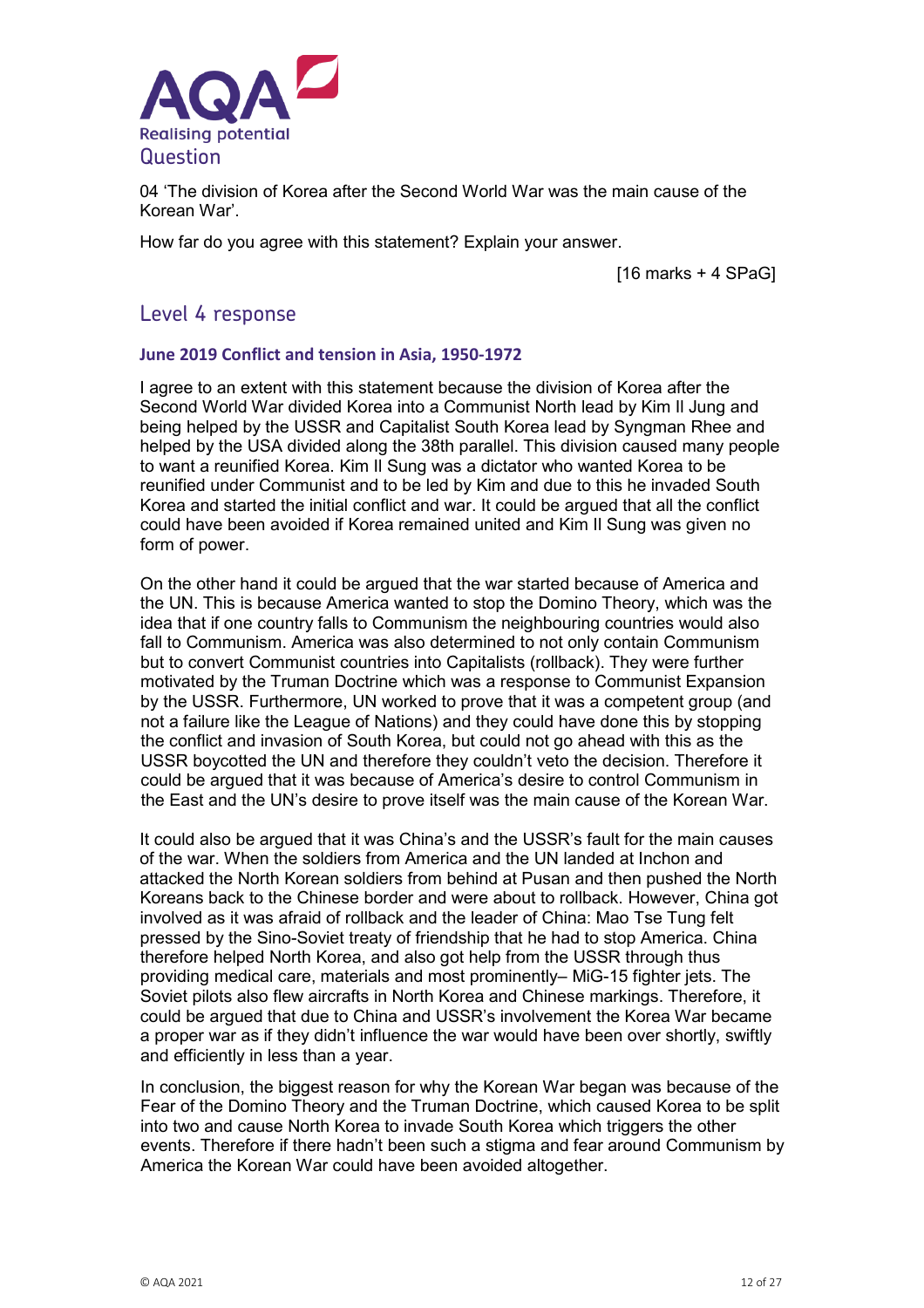AQA Realising potential

## Question

04 'The division of Korea after the Second World War was the main cause of the Korean War'.

How far do you agree with this statement? Explain your answer.

[16 marks + 4 SPaG]

## Level 4 response

### June 2019 Conflict and tension in Asia, 1950-1972

I agree to an extent with this statement because the division of Korea after the Second World War divided Korea into a Communist North lead by Kim Il Jung and being helped by the USSR and Capitalist South Korea lead by Syngman Rhee and helped by the USA divided along the 38th parallel. This division caused many people to want a reunified Korea. Kim Il Sung was a dictator who wanted Korea to be reunified under Communist and to be led by Kim and due to this he invaded South Korea and started the initial conflict and war. It could be argued that all the conflict could have been avoided if Korea remained united and Kim Il Sung was given no form of power.

On the other hand it could be argued that the war started because of America and the UN. This is because America wanted to stop the Domino Theory, which was the idea that if one country falls to Communism the neighbouring countries would also fall to Communism. America was also determined to not only contain Communism but to convert Communist countries into Capitalists (rollback). They were further motivated by the Truman Doctrine which was a response to Communist Expansion by the USSR. Furthermore, UN worked to prove that it was a competent group (and not a failure like the League of Nations) and they could have done this by stopping the conflict and invasion of South Korea, but could not go ahead with this as the USSR boycotted the UN and therefore they couldn't veto the decision. Therefore it could be argued that it was because of America's desire to control Communism in the East and the UN's desire to prove itself was the main cause of the Korean War.

It could also be argued that it was China's and the USSR's fault for the main causes of the war. When the soldiers from America and the UN landed at Inchon and attacked the North Korean soldiers from behind at Pusan and then pushed the North Koreans back to the Chinese border and were about to rollback. However, China got involved as it was afraid of rollback and the leader of China: Mao Tse Tung felt pressed by the Sino-Soviet treaty of friendship that he had to stop America. China therefore helped North Korea, and also got help from the USSR through thus providing medical care, materials and most prominently– MiG-15 fighter jets. The Soviet pilots also flew aircrafts in North Korea and Chinese markings. Therefore, it could be argued that due to China and USSR's involvement the Korea War became a proper war as if they didn't influence the war would have been over shortly, swiftly and efficiently in less than a year.

In conclusion, the biggest reason for why the Korean War began was because of the Fear of the Domino Theory and the Truman Doctrine, which caused Korea to be split into two and cause North Korea to invade South Korea which triggers the other events. Therefore if there hadn't been such a stigma and fear around Communism by America the Korean War could have been avoided altogether.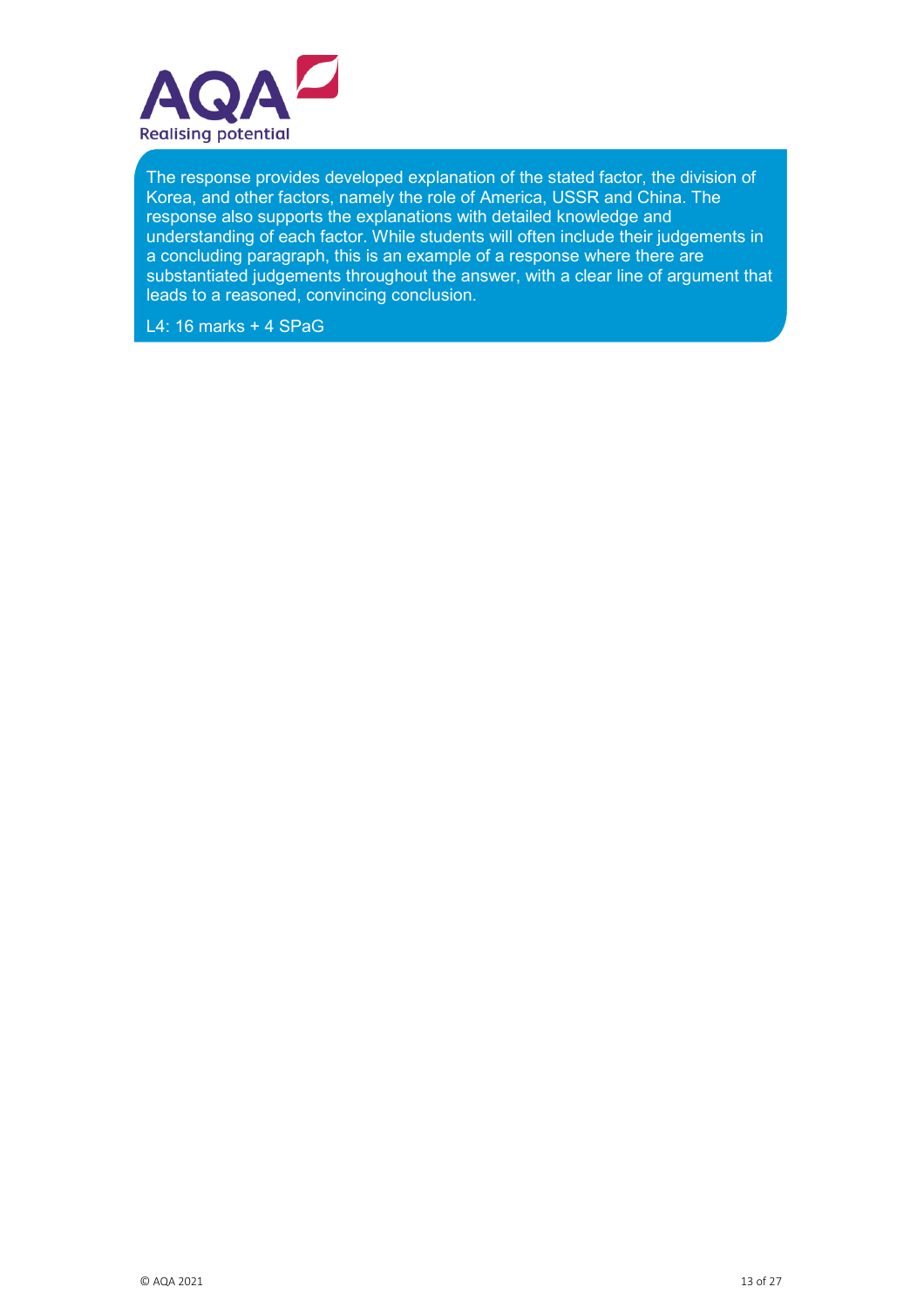The response provides developed explanation of the stated factor, the division of Korea, and other factors, namely the role of America, USSR and China. The response also supports the explanations with detailed knowledge and understanding of each factor. While students will often include their judgements in a concluding paragraph, this is an example of a response where there are substantiated judgements throughout the answer, with a clear line of argument that leads to a reasoned, convincing conclusion.

L4: 16 marks + 4 SPaG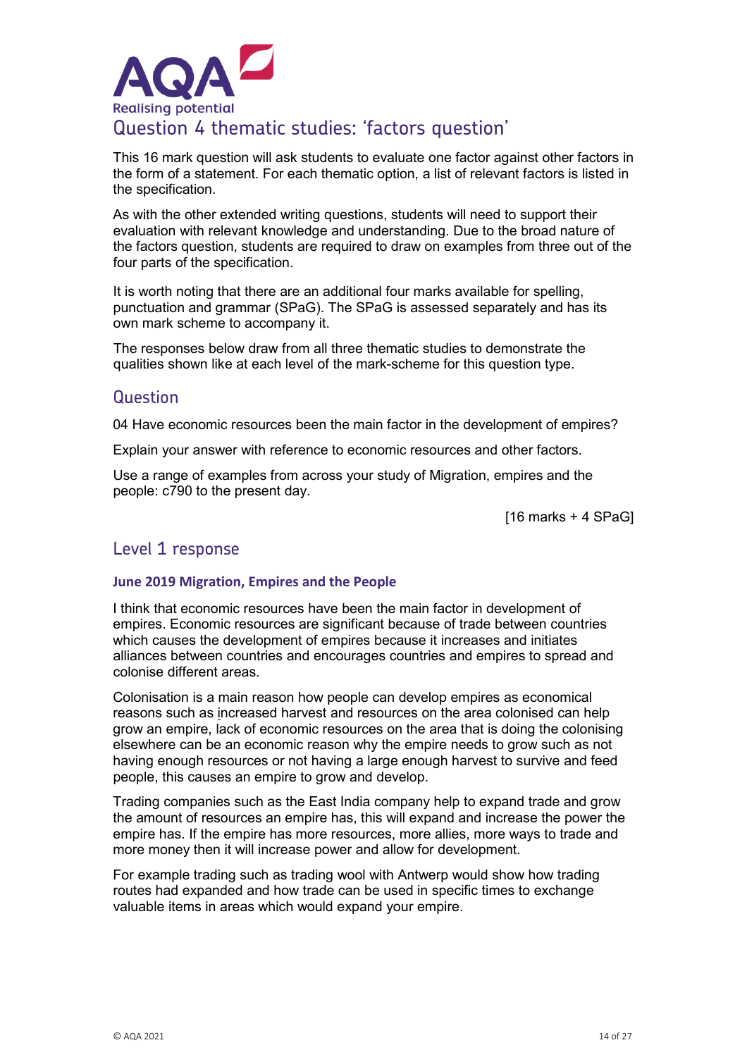# Question 4 thematic studies: 'factors question'

This 16 mark question will ask students to evaluate one factor against other factors in the form of a statement. For each thematic option, a list of relevant factors is listed in the specification.

As with the other extended writing questions, students will need to support their evaluation with relevant knowledge and understanding. Due to the broad nature of the factors question, students are required to draw on examples from three out of the four parts of the specification.

It is worth noting that there are an additional four marks available for spelling, punctuation and grammar (SPaG). The SPaG is assessed separately and has its own mark scheme to accompany it.

The responses below draw from all three thematic studies to demonstrate the qualities shown like at each level of the mark-scheme for this question type.

## Question

04 Have economic resources been the main factor in the development of empires?

Explain your answer with reference to economic resources and other factors.

Use a range of examples from across your study of Migration, empires and the people: c790 to the present day.

[16 marks + 4 SPaG]

## Level 1 response

### June 2019 Migration, Empires and the People

I think that economic resources have been the main factor in development of empires. Economic resources are significant because of trade between countries which causes the development of empires because it increases and initiates alliances between countries and encourages countries and empires to spread and colonise different areas.

Colonisation is a main reason how people can develop empires as economical reasons such as increased harvest and resources on the area colonised can help grow an empire, lack of economic resources on the area that is doing the colonising elsewhere can be an economic reason why the empire needs to grow such as not having enough resources or not having a large enough harvest to survive and feed people, this causes an empire to grow and develop.

Trading companies such as the East India company help to expand trade and grow the amount of resources an empire has, this will expand and increase the power the empire has. If the empire has more resources, more allies, more ways to trade and more money then it will increase power and allow for development.

For example trading such as trading wool with Antwerp would show how trading routes had expanded and how trade can be used in specific times to exchange valuable items in areas which would expand your empire.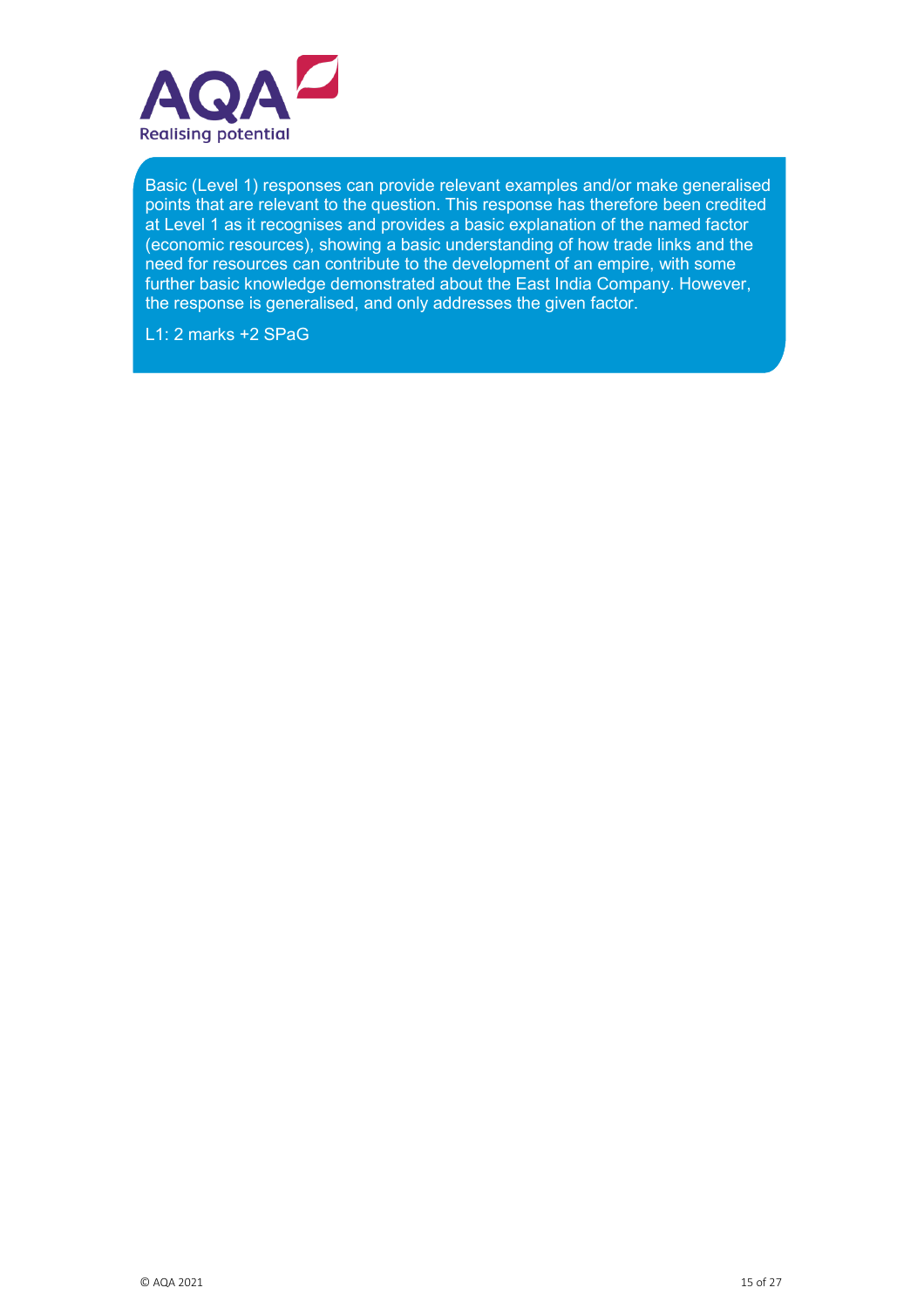Basic (Level 1) responses can provide relevant examples and/or make generalised points that are relevant to the question. This response has therefore been credited at Level 1 as it recognises and provides a basic explanation of the named factor (economic resources), showing a basic understanding of how trade links and the need for resources can contribute to the development of an empire, with some further basic knowledge demonstrated about the East India Company. However, the response is generalised, and only addresses the given factor.

L1: 2 marks +2 SPaG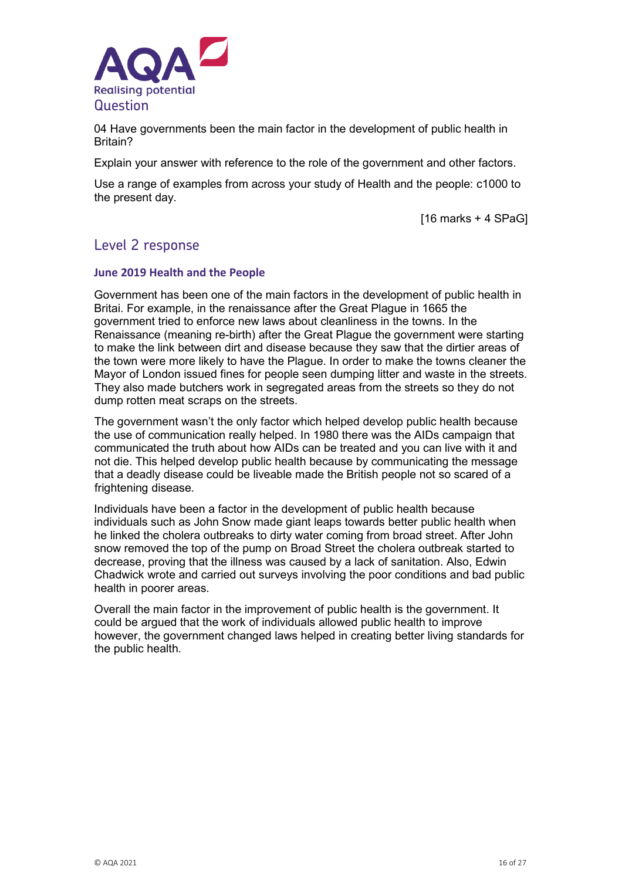# Question

04 Have governments been the main factor in the development of public health in Britain?

Explain your answer with reference to the role of the government and other factors.

Use a range of examples from across your study of Health and the people: c1000 to the present day.

[16 marks + 4 SPaG]

## Level 2 response

### June 2019 Health and the People

Government has been one of the main factors in the development of public health in Britai. For example, in the renaissance after the Great Plague in 1665 the government tried to enforce new laws about cleanliness in the towns. In the Renaissance (meaning re-birth) after the Great Plague the government were starting to make the link between dirt and disease because they saw that the dirtier areas of the town were more likely to have the Plague. In order to make the towns cleaner the Mayor of London issued fines for people seen dumping litter and waste in the streets. They also made butchers work in segregated areas from the streets so they do not dump rotten meat scraps on the streets.

The government wasn't the only factor which helped develop public health because the use of communication really helped. In 1980 there was the AIDs campaign that communicated the truth about how AIDs can be treated and you can live with it and not die. This helped develop public health because by communicating the message that a deadly disease could be liveable made the British people not so scared of a frightening disease.

Individuals have been a factor in the development of public health because individuals such as John Snow made giant leaps towards better public health when he linked the cholera outbreaks to dirty water coming from broad street. After John snow removed the top of the pump on Broad Street the cholera outbreak started to decrease, proving that the illness was caused by a lack of sanitation. Also, Edwin Chadwick wrote and carried out surveys involving the poor conditions and bad public health in poorer areas.

Overall the main factor in the improvement of public health is the government. It could be argued that the work of individuals allowed public health to improve however, the government changed laws helped in creating better living standards for the public health.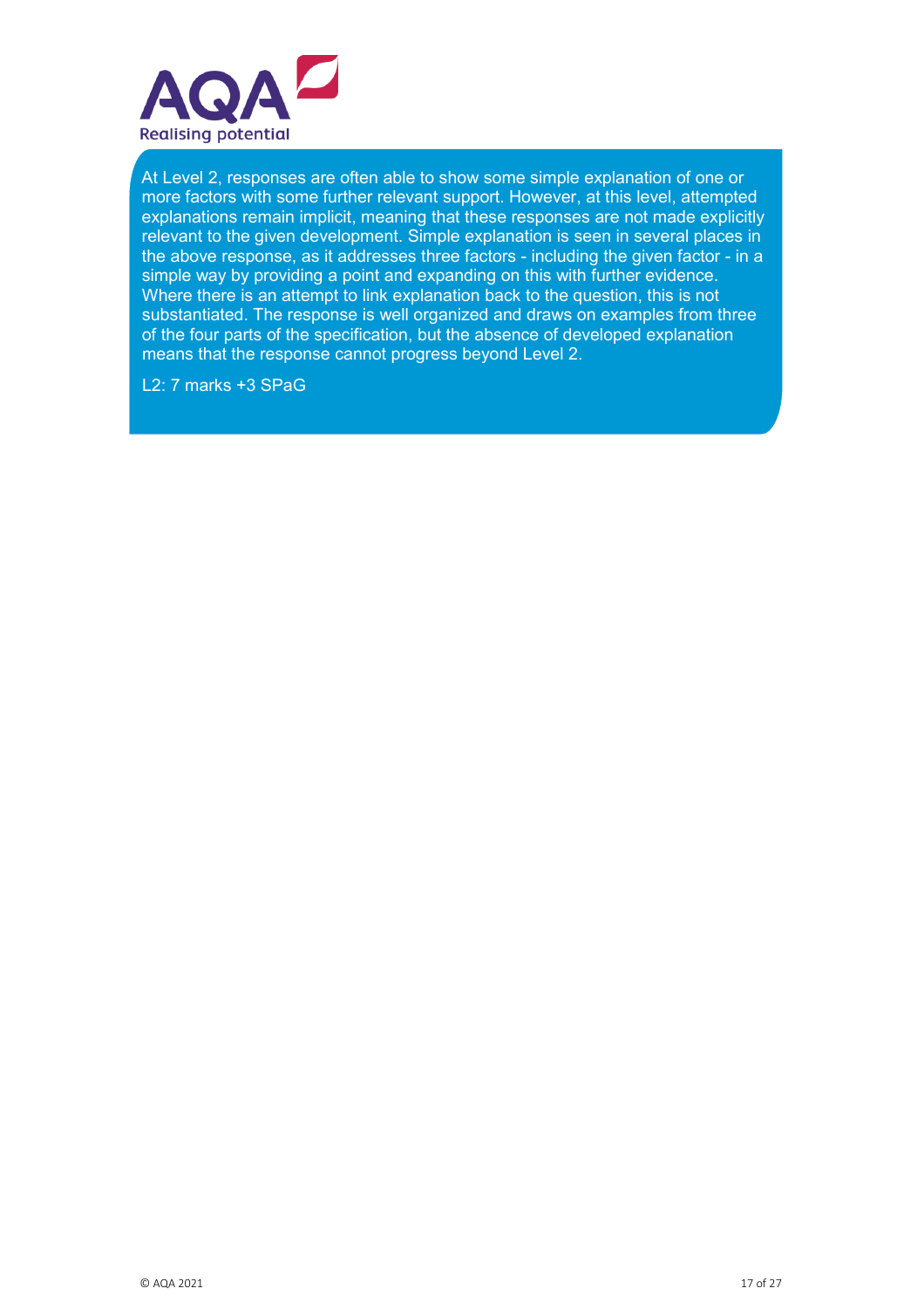At Level 2, responses are often able to show some simple explanation of one or more factors with some further relevant support. However, at this level, attempted explanations remain implicit, meaning that these responses are not made explicitly relevant to the given development. Simple explanation is seen in several places in the above response, as it addresses three factors - including the given factor - in a simple way by providing a point and expanding on this with further evidence. Where there is an attempt to link explanation back to the question, this is not substantiated. The response is well organized and draws on examples from three of the four parts of the specification, but the absence of developed explanation means that the response cannot progress beyond Level 2.

L2: 7 marks +3 SPaG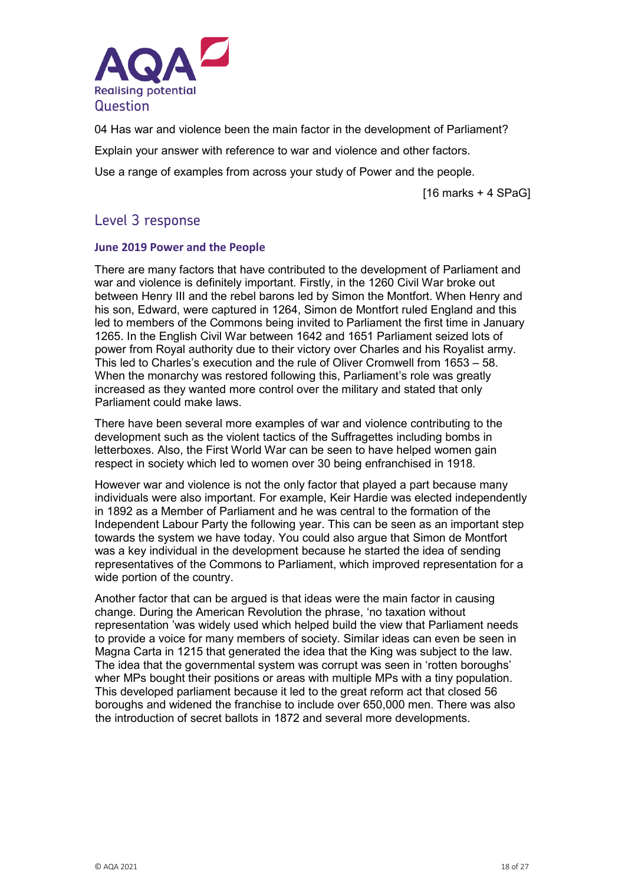## Question

04 Has war and violence been the main factor in the development of Parliament?

Explain your answer with reference to war and violence and other factors.

Use a range of examples from across your study of Power and the people.

[16 marks + 4 SPaG]

## Level 3 response

### June 2019 Power and the People

There are many factors that have contributed to the development of Parliament and war and violence is definitely important. Firstly, in the 1260 Civil War broke out between Henry III and the rebel barons led by Simon the Montfort. When Henry and his son, Edward, were captured in 1264, Simon de Montfort ruled England and this led to members of the Commons being invited to Parliament the first time in January 1265. In the English Civil War between 1642 and 1651 Parliament seized lots of power from Royal authority due to their victory over Charles and his Royalist army. This led to Charles's execution and the rule of Oliver Cromwell from 1653 – 58. When the monarchy was restored following this, Parliament's role was greatly increased as they wanted more control over the military and stated that only Parliament could make laws.

There have been several more examples of war and violence contributing to the development such as the violent tactics of the Suffragettes including bombs in letterboxes. Also, the First World War can be seen to have helped women gain respect in society which led to women over 30 being enfranchised in 1918.

However war and violence is not the only factor that played a part because many individuals were also important. For example, Keir Hardie was elected independently in 1892 as a Member of Parliament and he was central to the formation of the Independent Labour Party the following year. This can be seen as an important step towards the system we have today. You could also argue that Simon de Montfort was a key individual in the development because he started the idea of sending representatives of the Commons to Parliament, which improved representation for a wide portion of the country.

Another factor that can be argued is that ideas were the main factor in causing change. During the American Revolution the phrase, 'no taxation without representation 'was widely used which helped build the view that Parliament needs to provide a voice for many members of society. Similar ideas can even be seen in Magna Carta in 1215 that generated the idea that the King was subject to the law. The idea that the governmental system was corrupt was seen in 'rotten boroughs' wher MPs bought their positions or areas with multiple MPs with a tiny population. This developed parliament because it led to the great reform act that closed 56 boroughs and widened the franchise to include over 650,000 men. There was also the introduction of secret ballots in 1872 and several more developments.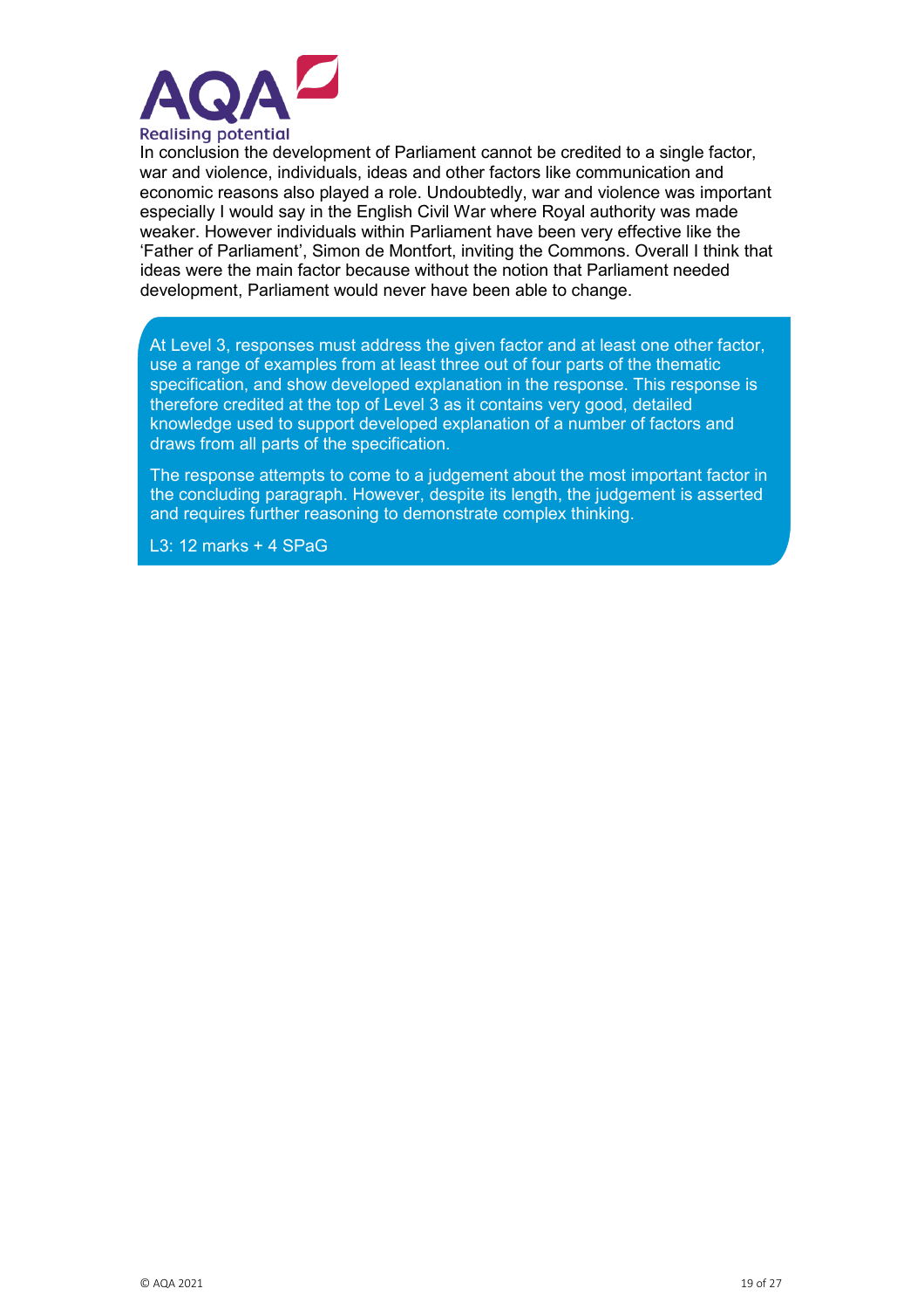In conclusion the development of Parliament cannot be credited to a single factor, war and violence, individuals, ideas and other factors like communication and economic reasons also played a role. Undoubtedly, war and violence was important especially I would say in the English Civil War where Royal authority was made weaker. However individuals within Parliament have been very effective like the 'Father of Parliament', Simon de Montfort, inviting the Commons. Overall I think that ideas were the main factor because without the notion that Parliament needed development, Parliament would never have been able to change.

> At Level 3, responses must address the given factor and at least one other factor, use a range of examples from at least three out of four parts of the thematic specification, and show developed explanation in the response. This response is therefore credited at the top of Level 3 as it contains very good, detailed knowledge used to support developed explanation of a number of factors and draws from all parts of the specification.
>
> The response attempts to come to a judgement about the most important factor in the concluding paragraph. However, despite its length, the judgement is asserted and requires further reasoning to demonstrate complex thinking.
>
> L3: 12 marks + 4 SPaG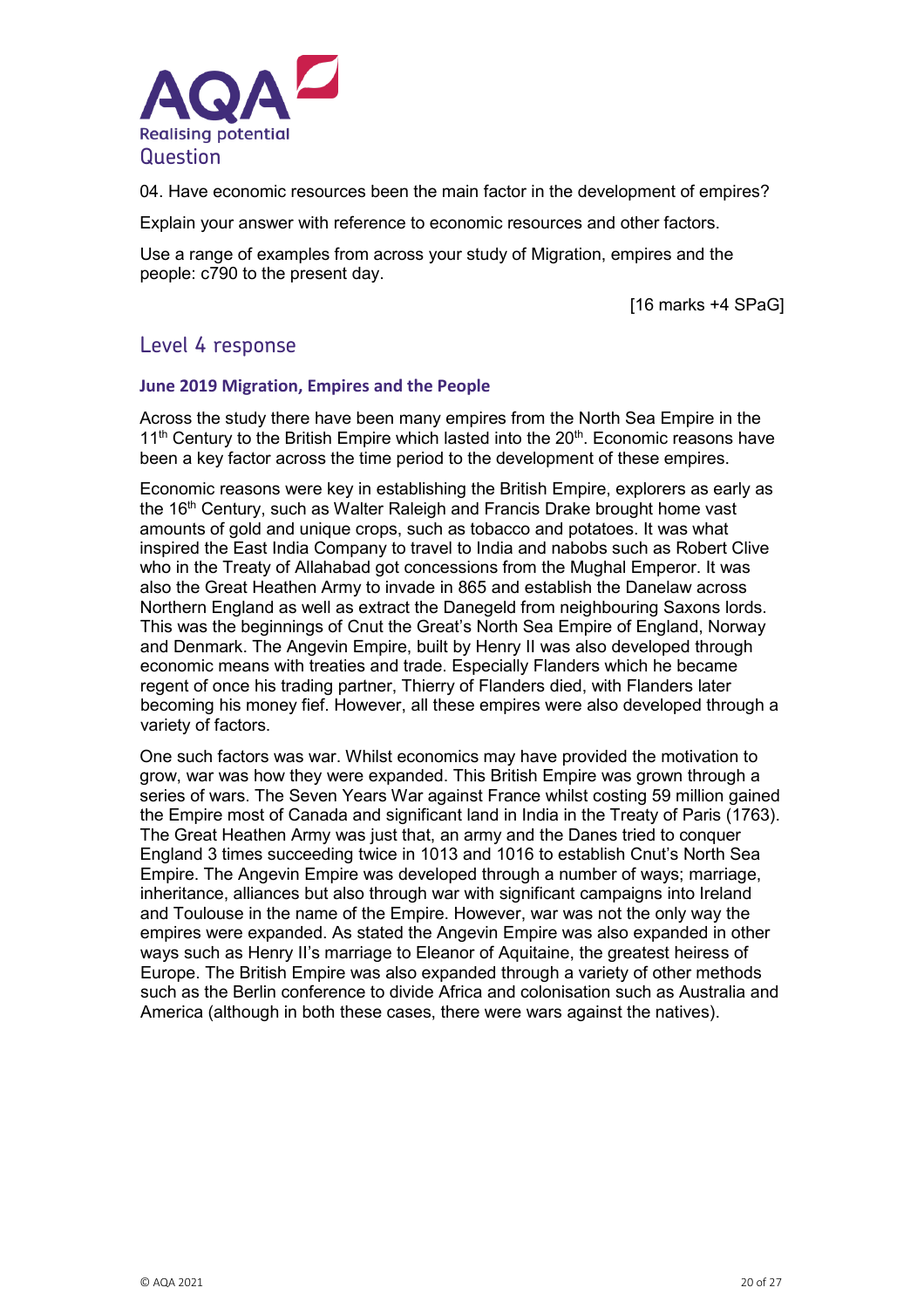# Question

04. Have economic resources been the main factor in the development of empires?

Explain your answer with reference to economic resources and other factors.

Use a range of examples from across your study of Migration, empires and the people: c790 to the present day.

[16 marks +4 SPaG]

## Level 4 response

### June 2019 Migration, Empires and the People

Across the study there have been many empires from the North Sea Empire in the 11th Century to the British Empire which lasted into the 20th. Economic reasons have been a key factor across the time period to the development of these empires.

Economic reasons were key in establishing the British Empire, explorers as early as the 16th Century, such as Walter Raleigh and Francis Drake brought home vast amounts of gold and unique crops, such as tobacco and potatoes. It was what inspired the East India Company to travel to India and nabobs such as Robert Clive who in the Treaty of Allahabad got concessions from the Mughal Emperor. It was also the Great Heathen Army to invade in 865 and establish the Danelaw across Northern England as well as extract the Danegeld from neighbouring Saxons lords. This was the beginnings of Cnut the Great's North Sea Empire of England, Norway and Denmark. The Angevin Empire, built by Henry II was also developed through economic means with treaties and trade. Especially Flanders which he became regent of once his trading partner, Thierry of Flanders died, with Flanders later becoming his money fief. However, all these empires were also developed through a variety of factors.

One such factors was war. Whilst economics may have provided the motivation to grow, war was how they were expanded. This British Empire was grown through a series of wars. The Seven Years War against France whilst costing 59 million gained the Empire most of Canada and significant land in India in the Treaty of Paris (1763). The Great Heathen Army was just that, an army and the Danes tried to conquer England 3 times succeeding twice in 1013 and 1016 to establish Cnut's North Sea Empire. The Angevin Empire was developed through a number of ways; marriage, inheritance, alliances but also through war with significant campaigns into Ireland and Toulouse in the name of the Empire. However, war was not the only way the empires were expanded. As stated the Angevin Empire was also expanded in other ways such as Henry II's marriage to Eleanor of Aquitaine, the greatest heiress of Europe. The British Empire was also expanded through a variety of other methods such as the Berlin conference to divide Africa and colonisation such as Australia and America (although in both these cases, there were wars against the natives).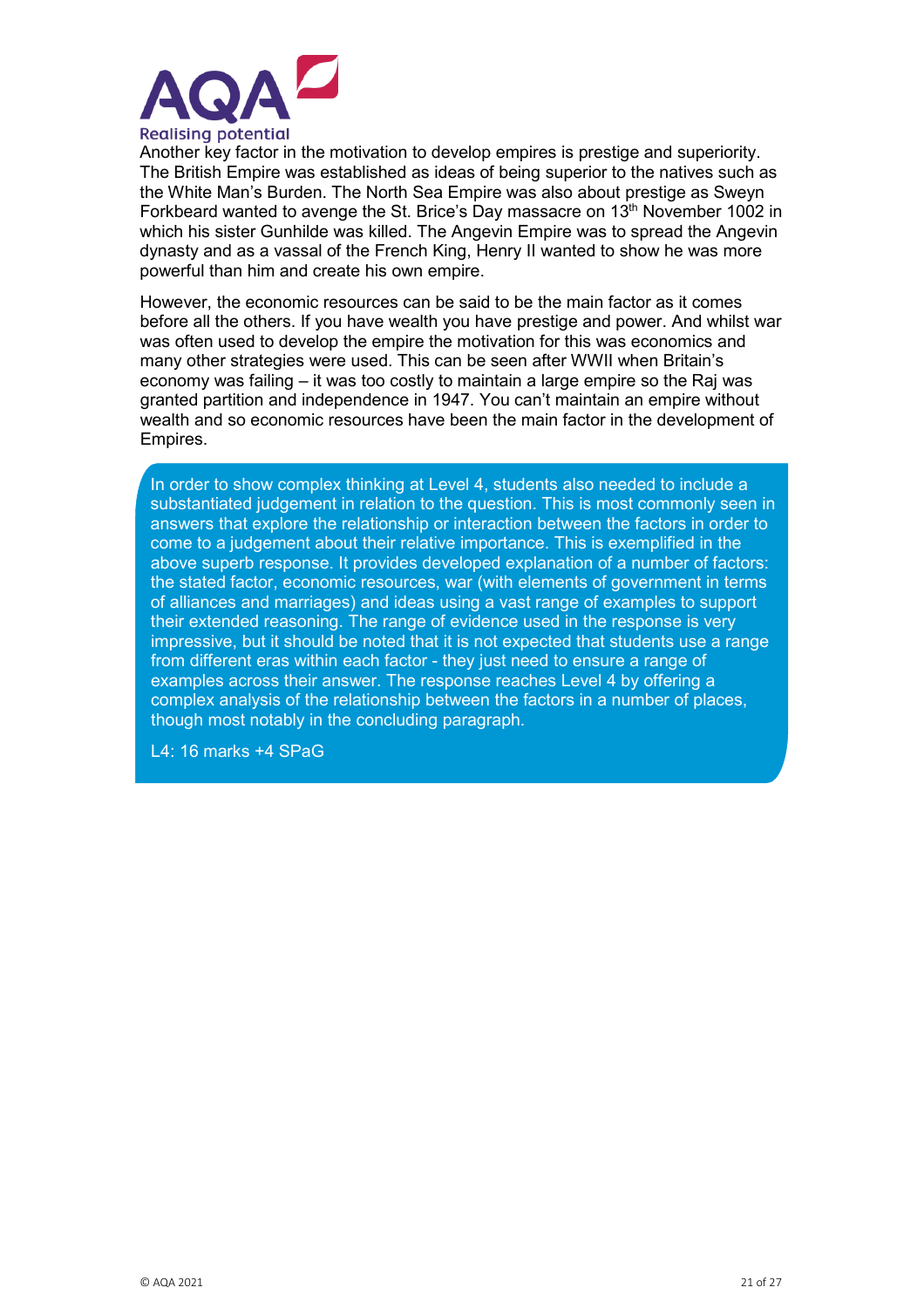Another key factor in the motivation to develop empires is prestige and superiority. The British Empire was established as ideas of being superior to the natives such as the White Man's Burden. The North Sea Empire was also about prestige as Sweyn Forkbeard wanted to avenge the St. Brice's Day massacre on 13th November 1002 in which his sister Gunhilde was killed. The Angevin Empire was to spread the Angevin dynasty and as a vassal of the French King, Henry II wanted to show he was more powerful than him and create his own empire.

However, the economic resources can be said to be the main factor as it comes before all the others. If you have wealth you have prestige and power. And whilst war was often used to develop the empire the motivation for this was economics and many other strategies were used. This can be seen after WWII when Britain's economy was failing – it was too costly to maintain a large empire so the Raj was granted partition and independence in 1947. You can't maintain an empire without wealth and so economic resources have been the main factor in the development of Empires.

> In order to show complex thinking at Level 4, students also needed to include a substantiated judgement in relation to the question. This is most commonly seen in answers that explore the relationship or interaction between the factors in order to come to a judgement about their relative importance. This is exemplified in the above superb response. It provides developed explanation of a number of factors: the stated factor, economic resources, war (with elements of government in terms of alliances and marriages) and ideas using a vast range of examples to support their extended reasoning. The range of evidence used in the response is very impressive, but it should be noted that it is not expected that students use a range from different eras within each factor - they just need to ensure a range of examples across their answer. The response reaches Level 4 by offering a complex analysis of the relationship between the factors in a number of places, though most notably in the concluding paragraph.
>
> L4: 16 marks +4 SPaG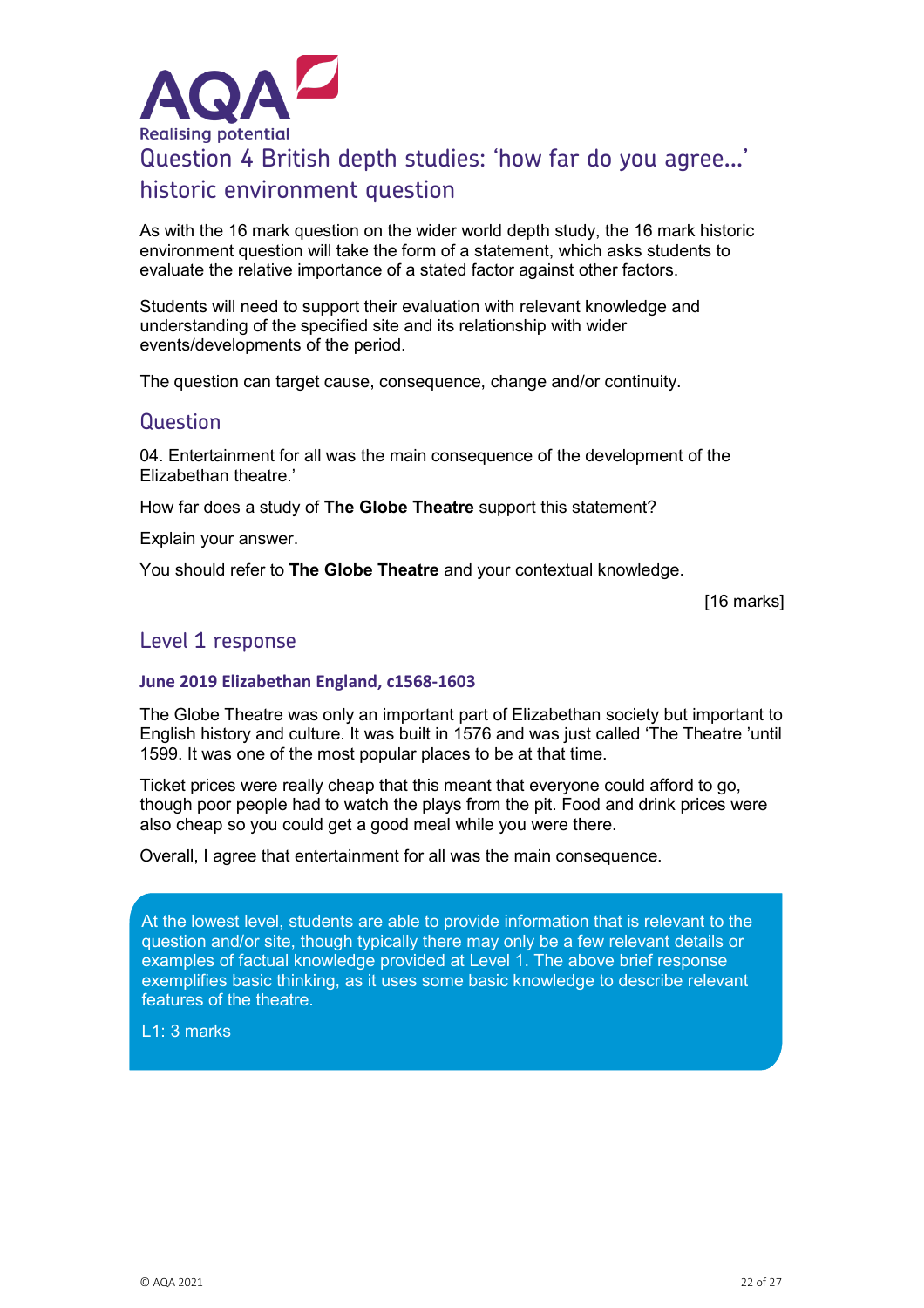# Question 4 British depth studies: 'how far do you agree...' historic environment question

As with the 16 mark question on the wider world depth study, the 16 mark historic environment question will take the form of a statement, which asks students to evaluate the relative importance of a stated factor against other factors.

Students will need to support their evaluation with relevant knowledge and understanding of the specified site and its relationship with wider events/developments of the period.

The question can target cause, consequence, change and/or continuity.

## Question

04. Entertainment for all was the main consequence of the development of the Elizabethan theatre.'

How far does a study of **The Globe Theatre** support this statement?

Explain your answer.

You should refer to **The Globe Theatre** and your contextual knowledge.

[16 marks]

## Level 1 response

### June 2019 Elizabethan England, c1568-1603

The Globe Theatre was only an important part of Elizabethan society but important to English history and culture. It was built in 1576 and was just called 'The Theatre 'until 1599. It was one of the most popular places to be at that time.

Ticket prices were really cheap that this meant that everyone could afford to go, though poor people had to watch the plays from the pit. Food and drink prices were also cheap so you could get a good meal while you were there.

Overall, I agree that entertainment for all was the main consequence.

At the lowest level, students are able to provide information that is relevant to the question and/or site, though typically there may only be a few relevant details or examples of factual knowledge provided at Level 1. The above brief response exemplifies basic thinking, as it uses some basic knowledge to describe relevant features of the theatre.

L1: 3 marks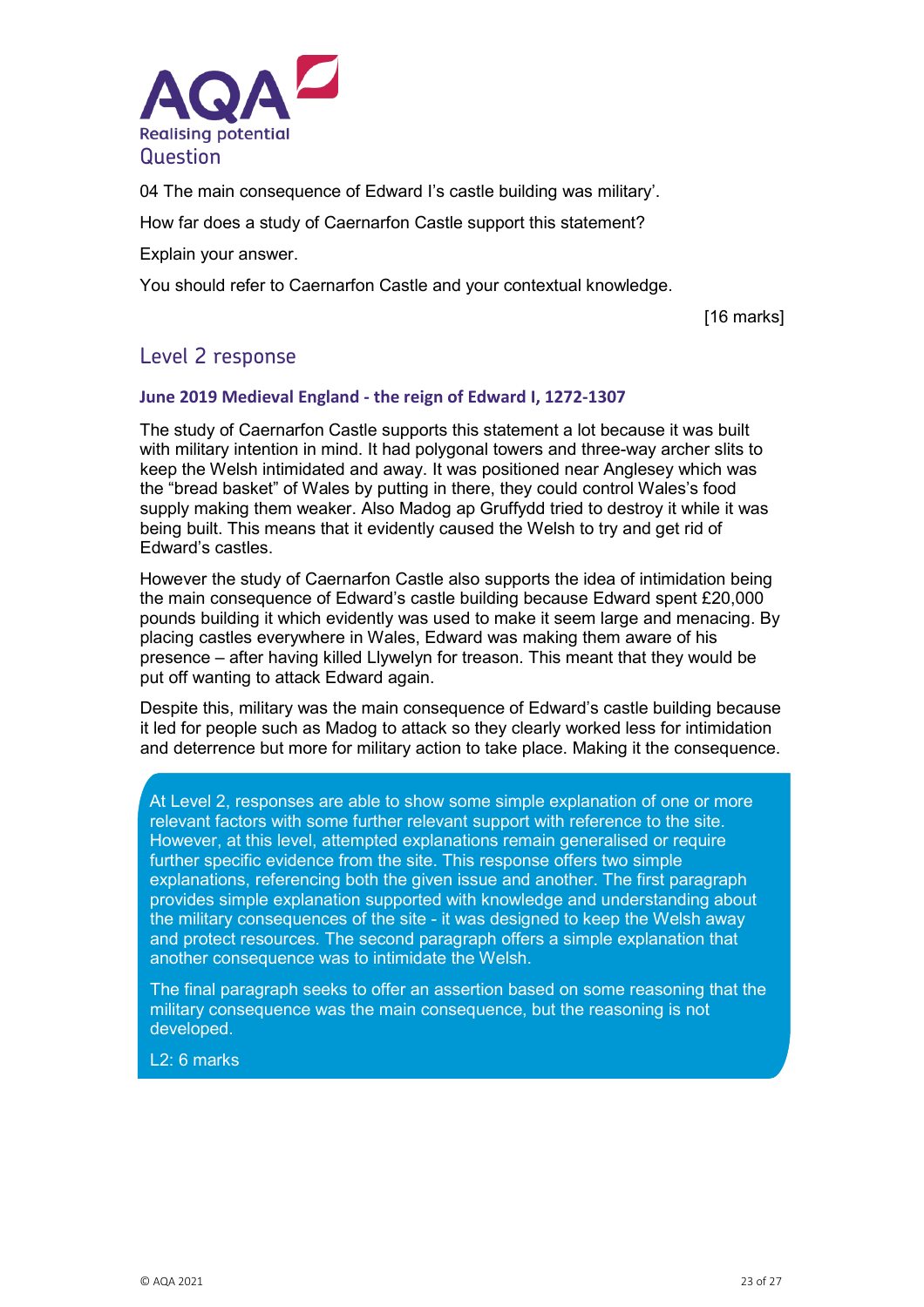## Question

04 The main consequence of Edward I's castle building was military'.

How far does a study of Caernarfon Castle support this statement?

Explain your answer.

You should refer to Caernarfon Castle and your contextual knowledge.

[16 marks]

## Level 2 response

### June 2019 Medieval England - the reign of Edward I, 1272-1307

The study of Caernarfon Castle supports this statement a lot because it was built with military intention in mind. It had polygonal towers and three-way archer slits to keep the Welsh intimidated and away. It was positioned near Anglesey which was the "bread basket" of Wales by putting in there, they could control Wales's food supply making them weaker. Also Madog ap Gruffydd tried to destroy it while it was being built. This means that it evidently caused the Welsh to try and get rid of Edward's castles.

However the study of Caernarfon Castle also supports the idea of intimidation being the main consequence of Edward's castle building because Edward spent £20,000 pounds building it which evidently was used to make it seem large and menacing. By placing castles everywhere in Wales, Edward was making them aware of his presence – after having killed Llywelyn for treason. This meant that they would be put off wanting to attack Edward again.

Despite this, military was the main consequence of Edward's castle building because it led for people such as Madog to attack so they clearly worked less for intimidation and deterrence but more for military action to take place. Making it the consequence.

At Level 2, responses are able to show some simple explanation of one or more relevant factors with some further relevant support with reference to the site. However, at this level, attempted explanations remain generalised or require further specific evidence from the site. This response offers two simple explanations, referencing both the given issue and another. The first paragraph provides simple explanation supported with knowledge and understanding about the military consequences of the site - it was designed to keep the Welsh away and protect resources. The second paragraph offers a simple explanation that another consequence was to intimidate the Welsh.

The final paragraph seeks to offer an assertion based on some reasoning that the military consequence was the main consequence, but the reasoning is not developed.

L2: 6 marks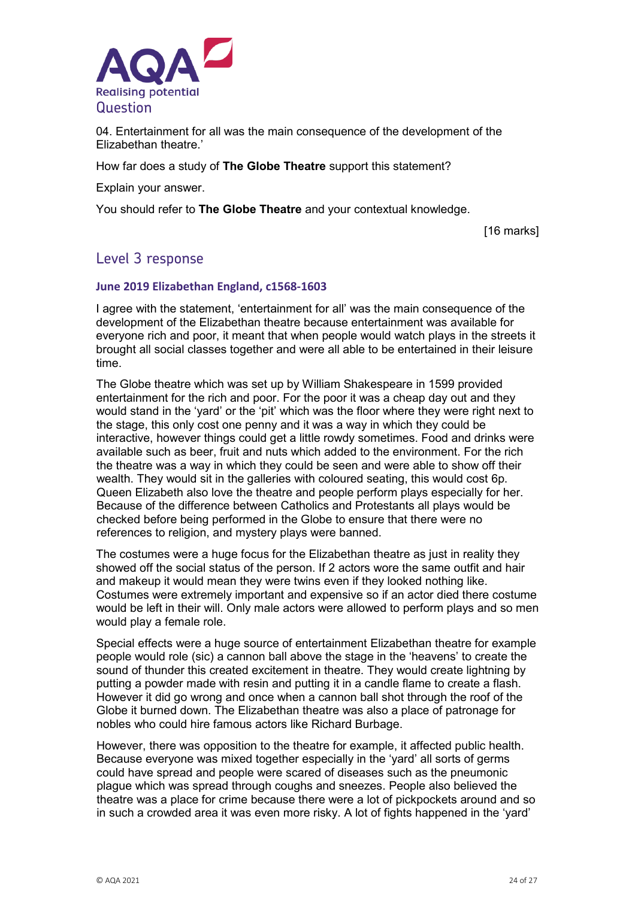# AQA

Realising potential

## Question

04. Entertainment for all was the main consequence of the development of the Elizabethan theatre.'

How far does a study of **The Globe Theatre** support this statement?

Explain your answer.

You should refer to **The Globe Theatre** and your contextual knowledge.

[16 marks]

## Level 3 response

### June 2019 Elizabethan England, c1568-1603

I agree with the statement, 'entertainment for all' was the main consequence of the development of the Elizabethan theatre because entertainment was available for everyone rich and poor, it meant that when people would watch plays in the streets it brought all social classes together and were all able to be entertained in their leisure time.

The Globe theatre which was set up by William Shakespeare in 1599 provided entertainment for the rich and poor. For the poor it was a cheap day out and they would stand in the 'yard' or the 'pit' which was the floor where they were right next to the stage, this only cost one penny and it was a way in which they could be interactive, however things could get a little rowdy sometimes. Food and drinks were available such as beer, fruit and nuts which added to the environment. For the rich the theatre was a way in which they could be seen and were able to show off their wealth. They would sit in the galleries with coloured seating, this would cost 6p. Queen Elizabeth also love the theatre and people perform plays especially for her. Because of the difference between Catholics and Protestants all plays would be checked before being performed in the Globe to ensure that there were no references to religion, and mystery plays were banned.

The costumes were a huge focus for the Elizabethan theatre as just in reality they showed off the social status of the person. If 2 actors wore the same outfit and hair and makeup it would mean they were twins even if they looked nothing like. Costumes were extremely important and expensive so if an actor died there costume would be left in their will. Only male actors were allowed to perform plays and so men would play a female role.

Special effects were a huge source of entertainment Elizabethan theatre for example people would role (sic) a cannon ball above the stage in the 'heavens' to create the sound of thunder this created excitement in theatre. They would create lightning by putting a powder made with resin and putting it in a candle flame to create a flash. However it did go wrong and once when a cannon ball shot through the roof of the Globe it burned down. The Elizabethan theatre was also a place of patronage for nobles who could hire famous actors like Richard Burbage.

However, there was opposition to the theatre for example, it affected public health. Because everyone was mixed together especially in the 'yard' all sorts of germs could have spread and people were scared of diseases such as the pneumonic plague which was spread through coughs and sneezes. People also believed the theatre was a place for crime because there were a lot of pickpockets around and so in such a crowded area it was even more risky. A lot of fights happened in the 'yard'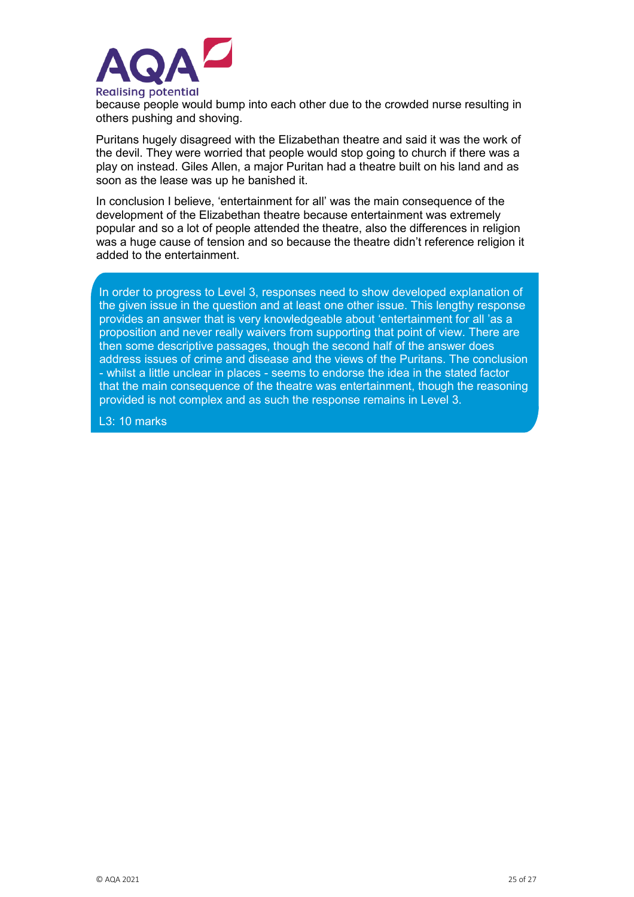because people would bump into each other due to the crowded nurse resulting in others pushing and shoving.

Puritans hugely disagreed with the Elizabethan theatre and said it was the work of the devil. They were worried that people would stop going to church if there was a play on instead. Giles Allen, a major Puritan had a theatre built on his land and as soon as the lease was up he banished it.

In conclusion I believe, 'entertainment for all' was the main consequence of the development of the Elizabethan theatre because entertainment was extremely popular and so a lot of people attended the theatre, also the differences in religion was a huge cause of tension and so because the theatre didn't reference religion it added to the entertainment.

> In order to progress to Level 3, responses need to show developed explanation of the given issue in the question and at least one other issue. This lengthy response provides an answer that is very knowledgeable about 'entertainment for all 'as a proposition and never really waivers from supporting that point of view. There are then some descriptive passages, though the second half of the answer does address issues of crime and disease and the views of the Puritans. The conclusion - whilst a little unclear in places - seems to endorse the idea in the stated factor that the main consequence of the theatre was entertainment, though the reasoning provided is not complex and as such the response remains in Level 3.
>
> L3: 10 marks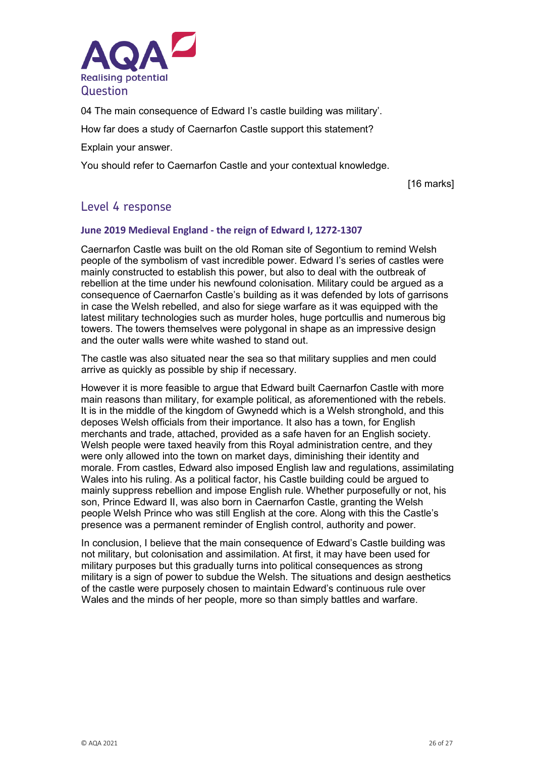## Question

04 The main consequence of Edward I's castle building was military'.

How far does a study of Caernarfon Castle support this statement?

Explain your answer.

You should refer to Caernarfon Castle and your contextual knowledge.

[16 marks]

## Level 4 response

### June 2019 Medieval England - the reign of Edward I, 1272-1307

Caernarfon Castle was built on the old Roman site of Segontium to remind Welsh people of the symbolism of vast incredible power. Edward I's series of castles were mainly constructed to establish this power, but also to deal with the outbreak of rebellion at the time under his newfound colonisation. Military could be argued as a consequence of Caernarfon Castle's building as it was defended by lots of garrisons in case the Welsh rebelled, and also for siege warfare as it was equipped with the latest military technologies such as murder holes, huge portcullis and numerous big towers. The towers themselves were polygonal in shape as an impressive design and the outer walls were white washed to stand out.

The castle was also situated near the sea so that military supplies and men could arrive as quickly as possible by ship if necessary.

However it is more feasible to argue that Edward built Caernarfon Castle with more main reasons than military, for example political, as aforementioned with the rebels. It is in the middle of the kingdom of Gwynedd which is a Welsh stronghold, and this deposes Welsh officials from their importance. It also has a town, for English merchants and trade, attached, provided as a safe haven for an English society. Welsh people were taxed heavily from this Royal administration centre, and they were only allowed into the town on market days, diminishing their identity and morale. From castles, Edward also imposed English law and regulations, assimilating Wales into his ruling. As a political factor, his Castle building could be argued to mainly suppress rebellion and impose English rule. Whether purposefully or not, his son, Prince Edward II, was also born in Caernarfon Castle, granting the Welsh people Welsh Prince who was still English at the core. Along with this the Castle's presence was a permanent reminder of English control, authority and power.

In conclusion, I believe that the main consequence of Edward's Castle building was not military, but colonisation and assimilation. At first, it may have been used for military purposes but this gradually turns into political consequences as strong military is a sign of power to subdue the Welsh. The situations and design aesthetics of the castle were purposely chosen to maintain Edward's continuous rule over Wales and the minds of her people, more so than simply battles and warfare.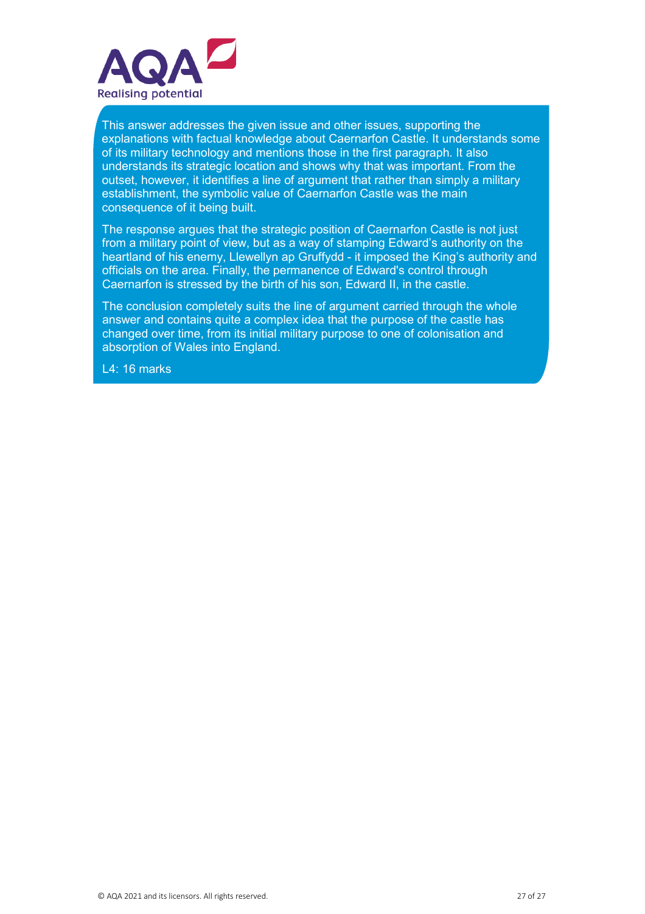This answer addresses the given issue and other issues, supporting the explanations with factual knowledge about Caernarfon Castle. It understands some of its military technology and mentions those in the first paragraph. It also understands its strategic location and shows why that was important. From the outset, however, it identifies a line of argument that rather than simply a military establishment, the symbolic value of Caernarfon Castle was the main consequence of it being built.

The response argues that the strategic position of Caernarfon Castle is not just from a military point of view, but as a way of stamping Edward's authority on the heartland of his enemy, Llewellyn ap Gruffydd - it imposed the King's authority and officials on the area. Finally, the permanence of Edward's control through Caernarfon is stressed by the birth of his son, Edward II, in the castle.

The conclusion completely suits the line of argument carried through the whole answer and contains quite a complex idea that the purpose of the castle has changed over time, from its initial military purpose to one of colonisation and absorption of Wales into England.

L4: 16 marks